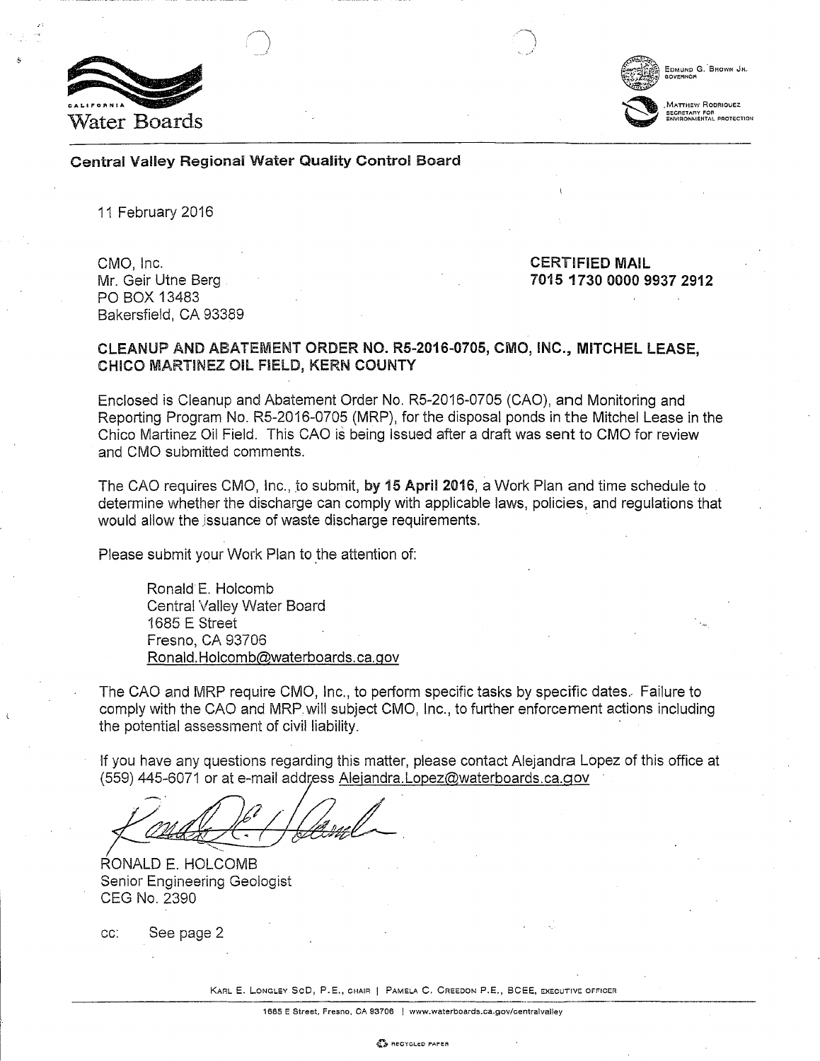California Water Boards

Edmund G. Brown Jr., Governor

Matthew Rodriquez, Secretary for Environmental Protection

**Central Valley Regional Water Quality Control Board**

11 February 2016

CMO, Inc.
Mr. Geir Utne Berg
PO BOX 13483
Bakersfield, CA 93389

**CERTIFIED MAIL**
**7015 1730 0000 9937 2912**

**CLEANUP AND ABATEMENT ORDER NO. R5-2016-0705, CMO, INC., MITCHEL LEASE, CHICO MARTINEZ OIL FIELD, KERN COUNTY**

Enclosed is Cleanup and Abatement Order No. R5-2016-0705 (CAO), and Monitoring and Reporting Program No. R5-2016-0705 (MRP), for the disposal ponds in the Mitchel Lease in the Chico Martinez Oil Field. This CAO is being issued after a draft was sent to CMO for review and CMO submitted comments.

The CAO requires CMO, Inc., to submit, **by 15 April 2016**, a Work Plan and time schedule to determine whether the discharge can comply with applicable laws, policies, and regulations that would allow the issuance of waste discharge requirements.

Please submit your Work Plan to the attention of:

Ronald E. Holcomb
Central Valley Water Board
1685 E Street
Fresno, CA 93706
Ronald.Holcomb@waterboards.ca.gov

The CAO and MRP require CMO, Inc., to perform specific tasks by specific dates. Failure to comply with the CAO and MRP will subject CMO, Inc., to further enforcement actions including the potential assessment of civil liability.

If you have any questions regarding this matter, please contact Alejandra Lopez of this office at (559) 445-6071 or at e-mail address Alejandra.Lopez@waterboards.ca.gov

RONALD E. HOLCOMB
Senior Engineering Geologist
CEG No. 2390

cc: See page 2

Karl E. Longley ScD, P.E., Chair | Pamela C. Creedon P.E., BCEE, Executive Officer

1685 E Street, Fresno, CA 93706 | www.waterboards.ca.gov/centralvalley

Recycled Paper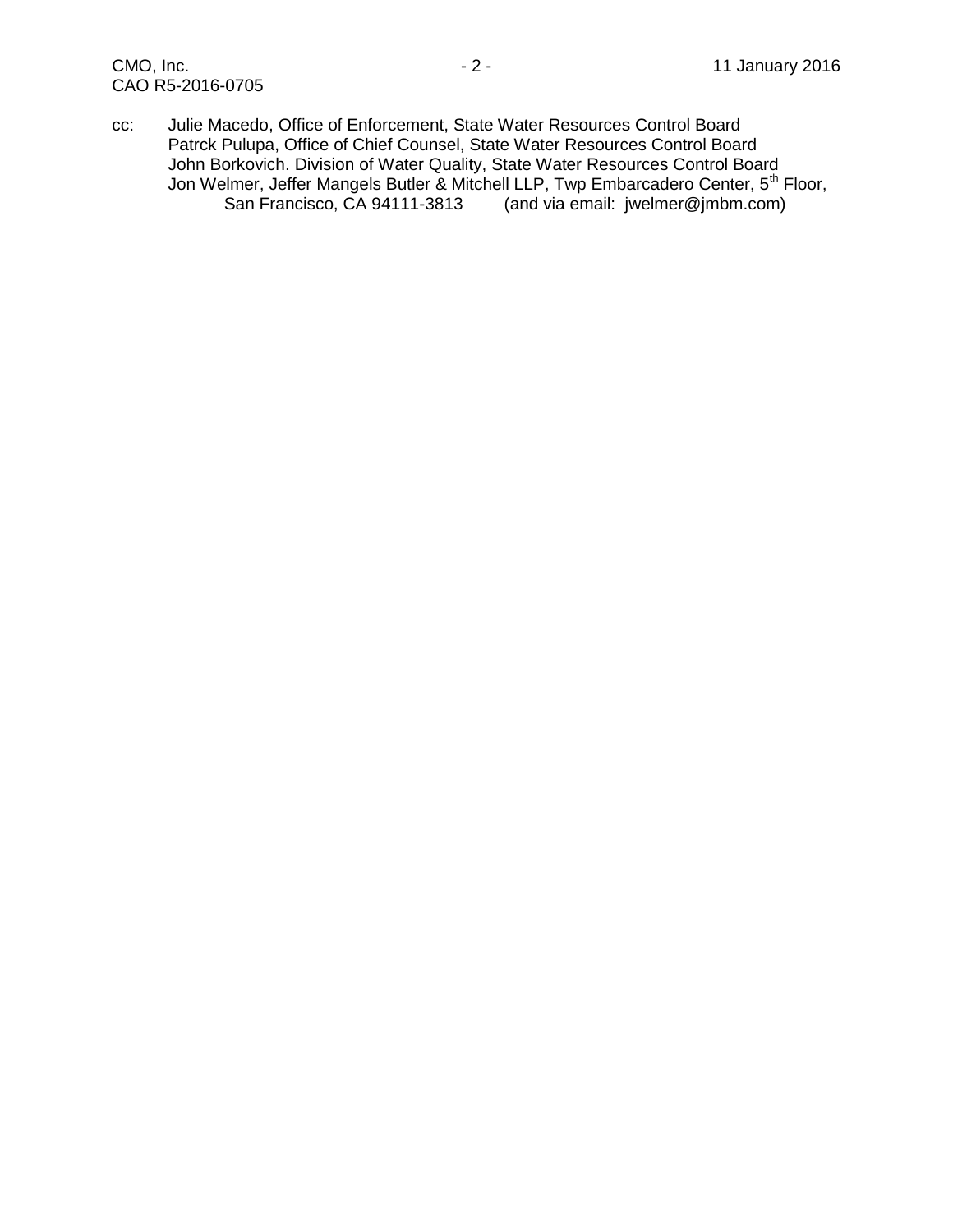cc: Julie Macedo, Office of Enforcement, State Water Resources Control Board
Patrck Pulupa, Office of Chief Counsel, State Water Resources Control Board
John Borkovich. Division of Water Quality, State Water Resources Control Board
Jon Welmer, Jeffer Mangels Butler & Mitchell LLP, Twp Embarcadero Center, 5th Floor, San Francisco, CA 94111-3813 (and via email: jwelmer@jmbm.com)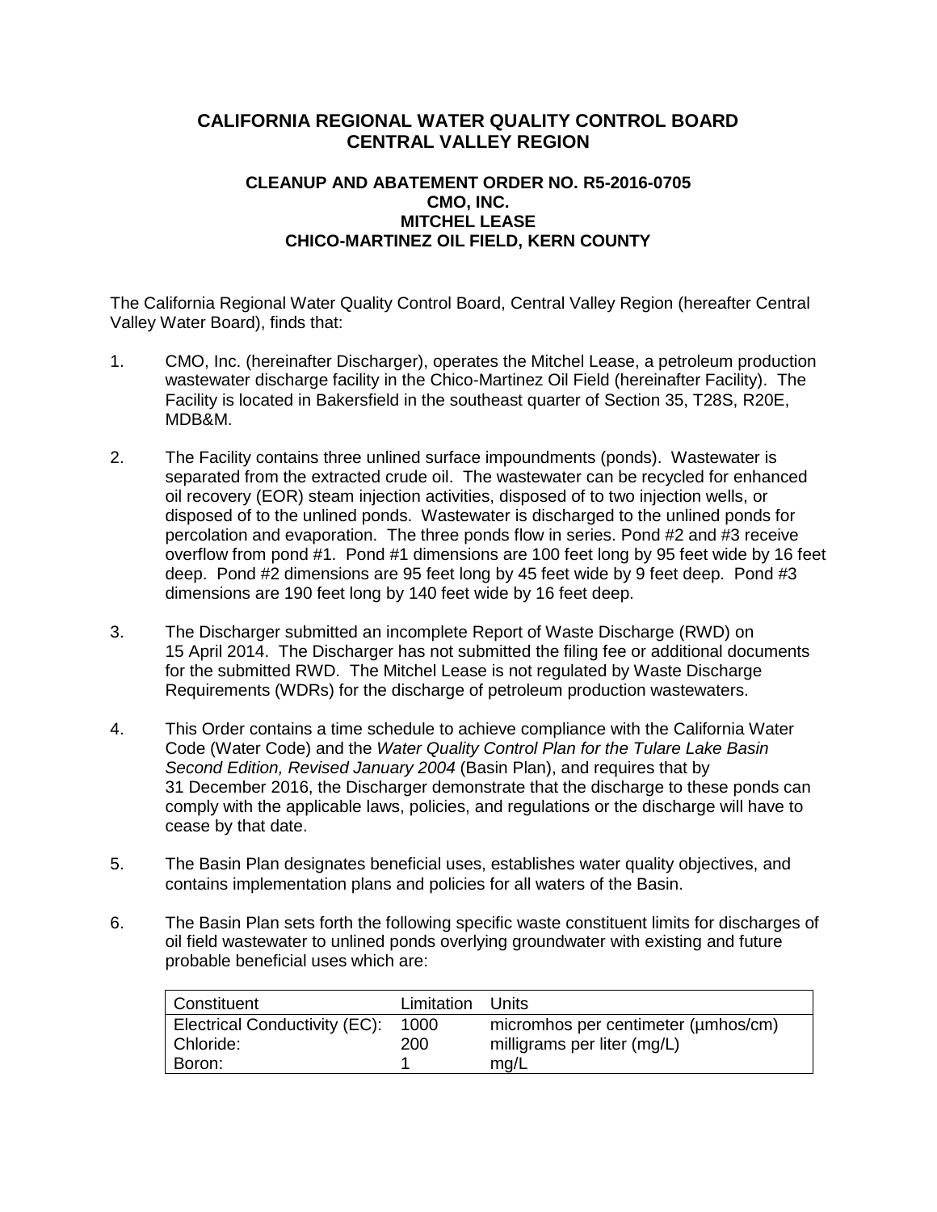# CALIFORNIA REGIONAL WATER QUALITY CONTROL BOARD
# CENTRAL VALLEY REGION

### CLEANUP AND ABATEMENT ORDER NO. R5-2016-0705
### CMO, INC.
### MITCHEL LEASE
### CHICO-MARTINEZ OIL FIELD, KERN COUNTY

The California Regional Water Quality Control Board, Central Valley Region (hereafter Central Valley Water Board), finds that:

1. CMO, Inc. (hereinafter Discharger), operates the Mitchel Lease, a petroleum production wastewater discharge facility in the Chico-Martinez Oil Field (hereinafter Facility). The Facility is located in Bakersfield in the southeast quarter of Section 35, T28S, R20E, MDB&M.

2. The Facility contains three unlined surface impoundments (ponds). Wastewater is separated from the extracted crude oil. The wastewater can be recycled for enhanced oil recovery (EOR) steam injection activities, disposed of to two injection wells, or disposed of to the unlined ponds. Wastewater is discharged to the unlined ponds for percolation and evaporation. The three ponds flow in series. Pond #2 and #3 receive overflow from pond #1. Pond #1 dimensions are 100 feet long by 95 feet wide by 16 feet deep. Pond #2 dimensions are 95 feet long by 45 feet wide by 9 feet deep. Pond #3 dimensions are 190 feet long by 140 feet wide by 16 feet deep.

3. The Discharger submitted an incomplete Report of Waste Discharge (RWD) on 15 April 2014. The Discharger has not submitted the filing fee or additional documents for the submitted RWD. The Mitchel Lease is not regulated by Waste Discharge Requirements (WDRs) for the discharge of petroleum production wastewaters.

4. This Order contains a time schedule to achieve compliance with the California Water Code (Water Code) and the *Water Quality Control Plan for the Tulare Lake Basin Second Edition, Revised January 2004* (Basin Plan), and requires that by 31 December 2016, the Discharger demonstrate that the discharge to these ponds can comply with the applicable laws, policies, and regulations or the discharge will have to cease by that date.

5. The Basin Plan designates beneficial uses, establishes water quality objectives, and contains implementation plans and policies for all waters of the Basin.

6. The Basin Plan sets forth the following specific waste constituent limits for discharges of oil field wastewater to unlined ponds overlying groundwater with existing and future probable beneficial uses which are:

| Constituent | Limitation | Units |
|---|---|---|
| Electrical Conductivity (EC): | 1000 | micromhos per centimeter (µmhos/cm) |
| Chloride: | 200 | milligrams per liter (mg/L) |
| Boron: | 1 | mg/L |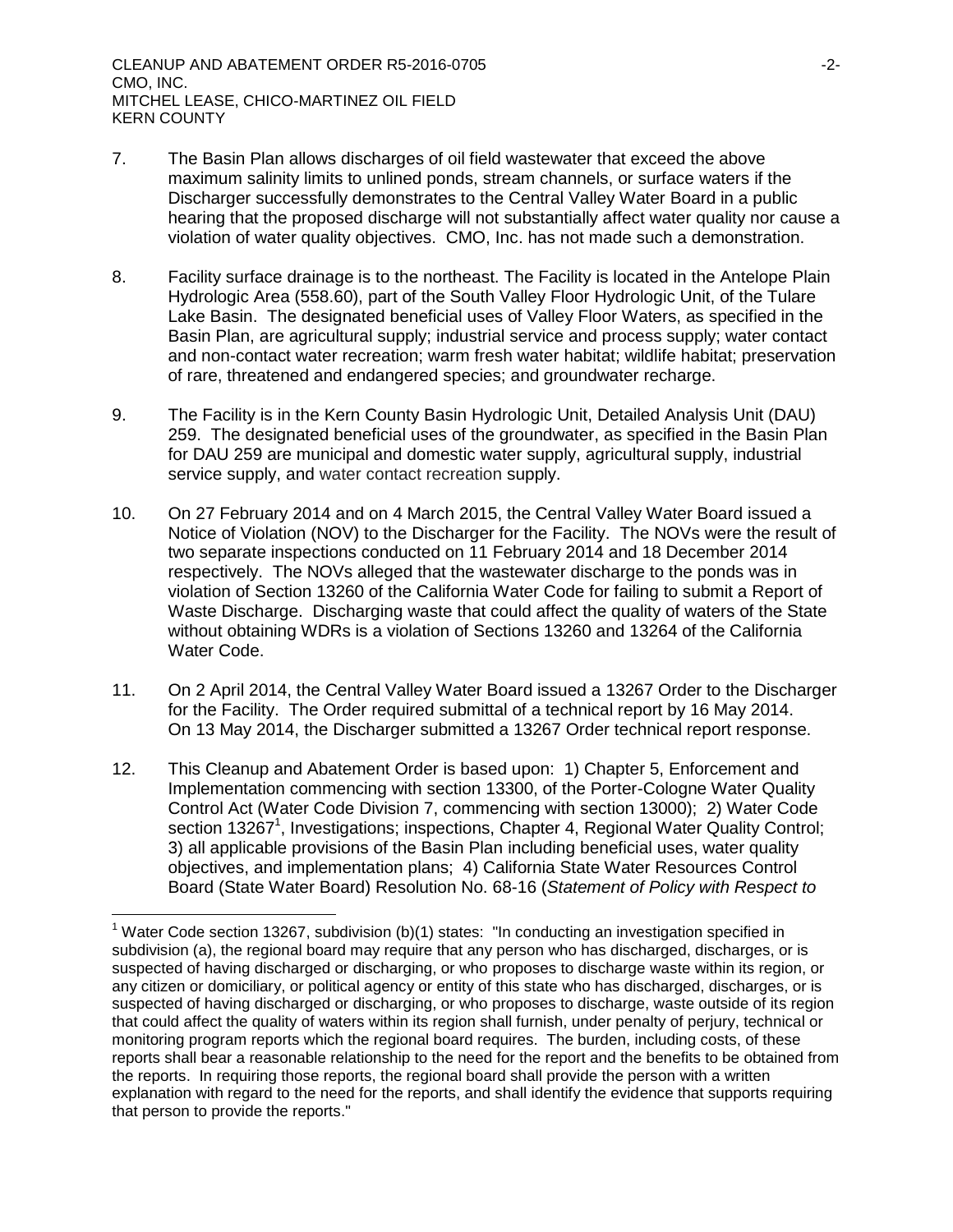7. The Basin Plan allows discharges of oil field wastewater that exceed the above maximum salinity limits to unlined ponds, stream channels, or surface waters if the Discharger successfully demonstrates to the Central Valley Water Board in a public hearing that the proposed discharge will not substantially affect water quality nor cause a violation of water quality objectives. CMO, Inc. has not made such a demonstration.

8. Facility surface drainage is to the northeast. The Facility is located in the Antelope Plain Hydrologic Area (558.60), part of the South Valley Floor Hydrologic Unit, of the Tulare Lake Basin. The designated beneficial uses of Valley Floor Waters, as specified in the Basin Plan, are agricultural supply; industrial service and process supply; water contact and non-contact water recreation; warm fresh water habitat; wildlife habitat; preservation of rare, threatened and endangered species; and groundwater recharge.

9. The Facility is in the Kern County Basin Hydrologic Unit, Detailed Analysis Unit (DAU) 259. The designated beneficial uses of the groundwater, as specified in the Basin Plan for DAU 259 are municipal and domestic water supply, agricultural supply, industrial service supply, and water contact recreation supply.

10. On 27 February 2014 and on 4 March 2015, the Central Valley Water Board issued a Notice of Violation (NOV) to the Discharger for the Facility. The NOVs were the result of two separate inspections conducted on 11 February 2014 and 18 December 2014 respectively. The NOVs alleged that the wastewater discharge to the ponds was in violation of Section 13260 of the California Water Code for failing to submit a Report of Waste Discharge. Discharging waste that could affect the quality of waters of the State without obtaining WDRs is a violation of Sections 13260 and 13264 of the California Water Code.

11. On 2 April 2014, the Central Valley Water Board issued a 13267 Order to the Discharger for the Facility. The Order required submittal of a technical report by 16 May 2014. On 13 May 2014, the Discharger submitted a 13267 Order technical report response.

12. This Cleanup and Abatement Order is based upon: 1) Chapter 5, Enforcement and Implementation commencing with section 13300, of the Porter-Cologne Water Quality Control Act (Water Code Division 7, commencing with section 13000); 2) Water Code section 13267[1], Investigations; inspections, Chapter 4, Regional Water Quality Control; 3) all applicable provisions of the Basin Plan including beneficial uses, water quality objectives, and implementation plans; 4) California State Water Resources Control Board (State Water Board) Resolution No. 68-16 (*Statement of Policy with Respect to*

---

[1] Water Code section 13267, subdivision (b)(1) states: "In conducting an investigation specified in subdivision (a), the regional board may require that any person who has discharged, discharges, or is suspected of having discharged or discharging, or who proposes to discharge waste within its region, or any citizen or domiciliary, or political agency or entity of this state who has discharged, discharges, or is suspected of having discharged or discharging, or who proposes to discharge, waste outside of its region that could affect the quality of waters within its region shall furnish, under penalty of perjury, technical or monitoring program reports which the regional board requires. The burden, including costs, of these reports shall bear a reasonable relationship to the need for the report and the benefits to be obtained from the reports. In requiring those reports, the regional board shall provide the person with a written explanation with regard to the need for the reports, and shall identify the evidence that supports requiring that person to provide the reports."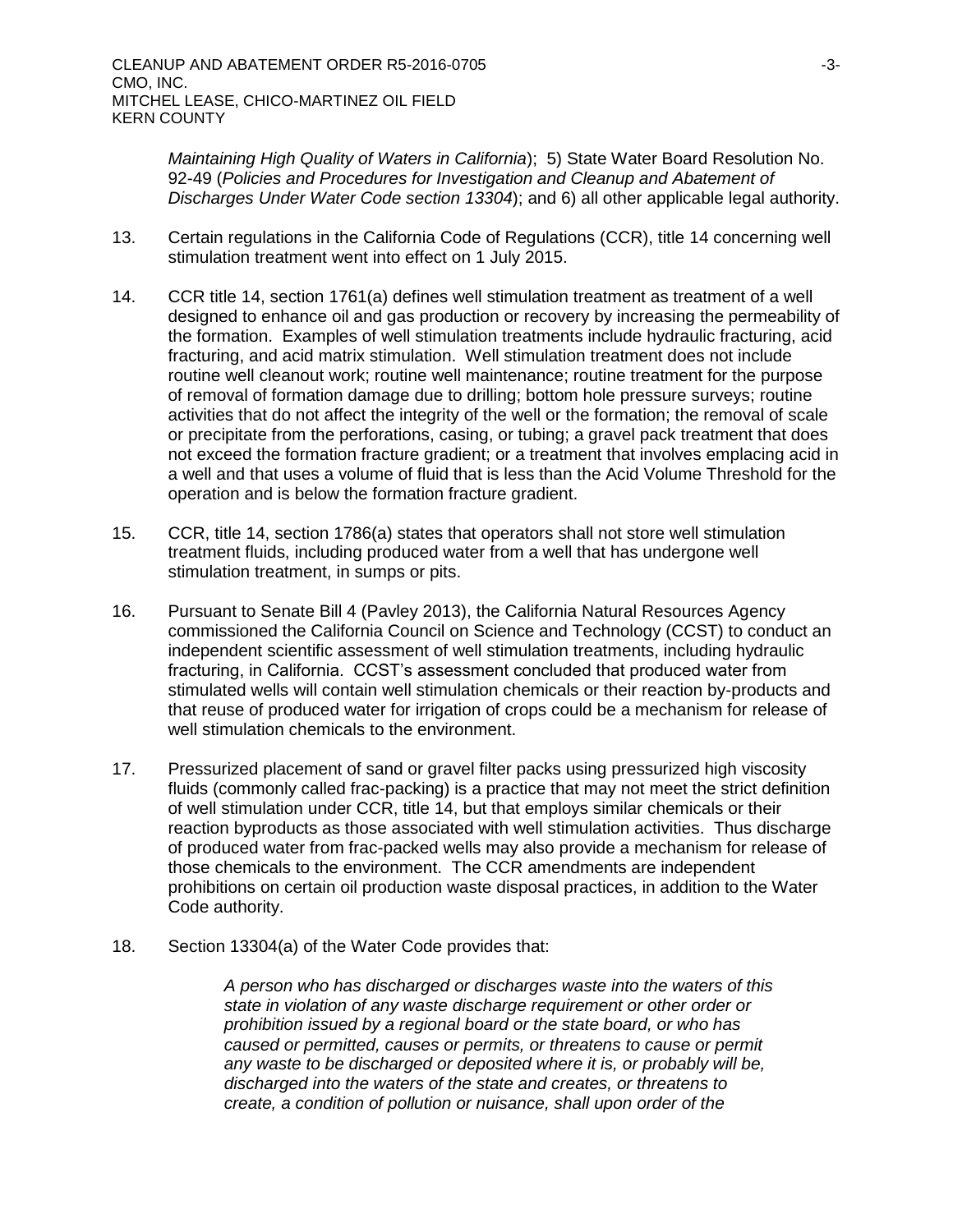*Maintaining High Quality of Waters in California*); 5) State Water Board Resolution No. 92-49 (*Policies and Procedures for Investigation and Cleanup and Abatement of Discharges Under Water Code section 13304*); and 6) all other applicable legal authority.

13. Certain regulations in the California Code of Regulations (CCR), title 14 concerning well stimulation treatment went into effect on 1 July 2015.

14. CCR title 14, section 1761(a) defines well stimulation treatment as treatment of a well designed to enhance oil and gas production or recovery by increasing the permeability of the formation. Examples of well stimulation treatments include hydraulic fracturing, acid fracturing, and acid matrix stimulation. Well stimulation treatment does not include routine well cleanout work; routine well maintenance; routine treatment for the purpose of removal of formation damage due to drilling; bottom hole pressure surveys; routine activities that do not affect the integrity of the well or the formation; the removal of scale or precipitate from the perforations, casing, or tubing; a gravel pack treatment that does not exceed the formation fracture gradient; or a treatment that involves emplacing acid in a well and that uses a volume of fluid that is less than the Acid Volume Threshold for the operation and is below the formation fracture gradient.

15. CCR, title 14, section 1786(a) states that operators shall not store well stimulation treatment fluids, including produced water from a well that has undergone well stimulation treatment, in sumps or pits.

16. Pursuant to Senate Bill 4 (Pavley 2013), the California Natural Resources Agency commissioned the California Council on Science and Technology (CCST) to conduct an independent scientific assessment of well stimulation treatments, including hydraulic fracturing, in California. CCST's assessment concluded that produced water from stimulated wells will contain well stimulation chemicals or their reaction by-products and that reuse of produced water for irrigation of crops could be a mechanism for release of well stimulation chemicals to the environment.

17. Pressurized placement of sand or gravel filter packs using pressurized high viscosity fluids (commonly called frac-packing) is a practice that may not meet the strict definition of well stimulation under CCR, title 14, but that employs similar chemicals or their reaction byproducts as those associated with well stimulation activities. Thus discharge of produced water from frac-packed wells may also provide a mechanism for release of those chemicals to the environment. The CCR amendments are independent prohibitions on certain oil production waste disposal practices, in addition to the Water Code authority.

18. Section 13304(a) of the Water Code provides that:

    *A person who has discharged or discharges waste into the waters of this state in violation of any waste discharge requirement or other order or prohibition issued by a regional board or the state board, or who has caused or permitted, causes or permits, or threatens to cause or permit any waste to be discharged or deposited where it is, or probably will be, discharged into the waters of the state and creates, or threatens to create, a condition of pollution or nuisance, shall upon order of the*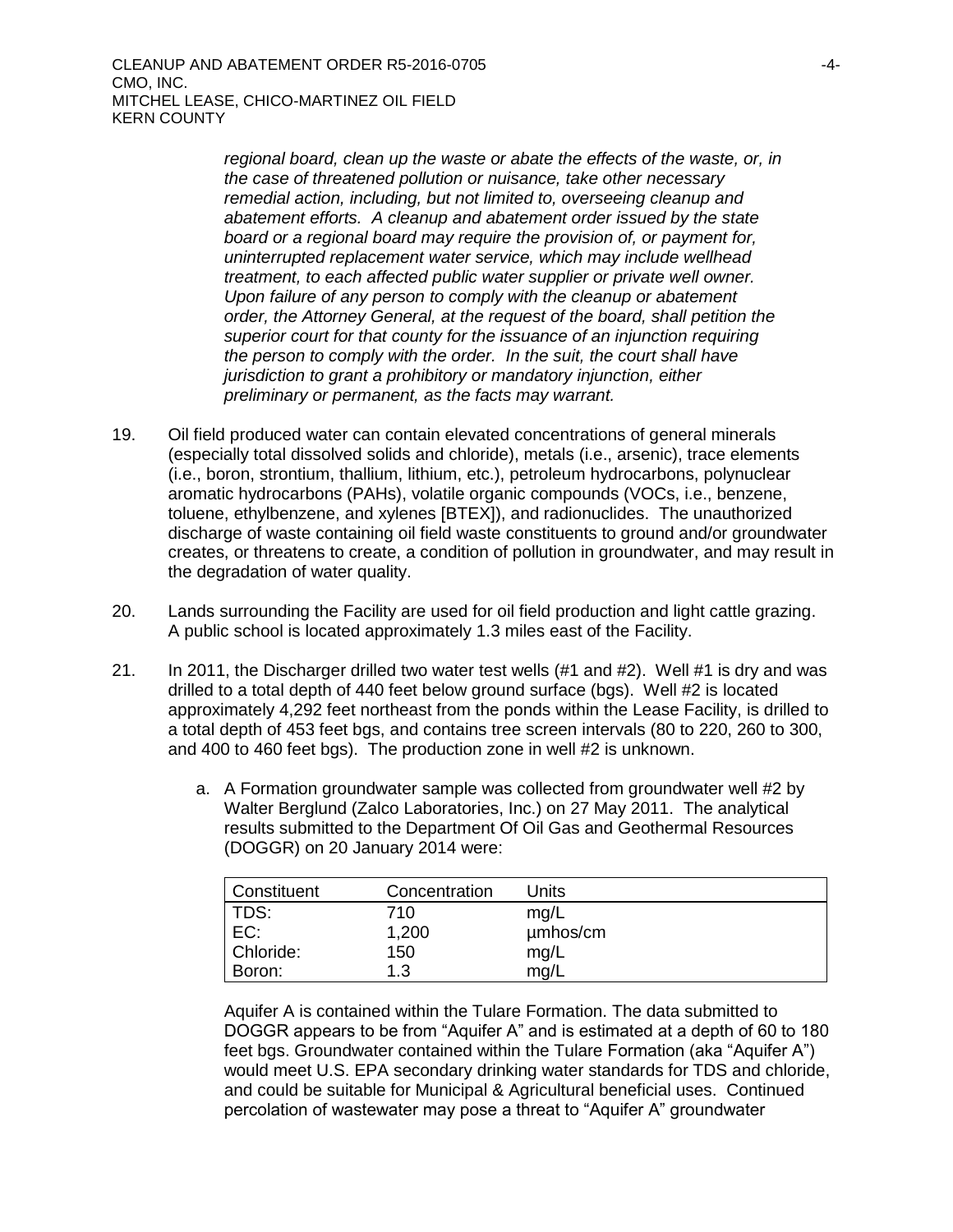*regional board, clean up the waste or abate the effects of the waste, or, in the case of threatened pollution or nuisance, take other necessary remedial action, including, but not limited to, overseeing cleanup and abatement efforts. A cleanup and abatement order issued by the state board or a regional board may require the provision of, or payment for, uninterrupted replacement water service, which may include wellhead treatment, to each affected public water supplier or private well owner. Upon failure of any person to comply with the cleanup or abatement order, the Attorney General, at the request of the board, shall petition the superior court for that county for the issuance of an injunction requiring the person to comply with the order. In the suit, the court shall have jurisdiction to grant a prohibitory or mandatory injunction, either preliminary or permanent, as the facts may warrant.*

19. Oil field produced water can contain elevated concentrations of general minerals (especially total dissolved solids and chloride), metals (i.e., arsenic), trace elements (i.e., boron, strontium, thallium, lithium, etc.), petroleum hydrocarbons, polynuclear aromatic hydrocarbons (PAHs), volatile organic compounds (VOCs, i.e., benzene, toluene, ethylbenzene, and xylenes [BTEX]), and radionuclides. The unauthorized discharge of waste containing oil field waste constituents to ground and/or groundwater creates, or threatens to create, a condition of pollution in groundwater, and may result in the degradation of water quality.

20. Lands surrounding the Facility are used for oil field production and light cattle grazing. A public school is located approximately 1.3 miles east of the Facility.

21. In 2011, the Discharger drilled two water test wells (#1 and #2). Well #1 is dry and was drilled to a total depth of 440 feet below ground surface (bgs). Well #2 is located approximately 4,292 feet northeast from the ponds within the Lease Facility, is drilled to a total depth of 453 feet bgs, and contains tree screen intervals (80 to 220, 260 to 300, and 400 to 460 feet bgs). The production zone in well #2 is unknown.

    a. A Formation groundwater sample was collected from groundwater well #2 by Walter Berglund (Zalco Laboratories, Inc.) on 27 May 2011. The analytical results submitted to the Department Of Oil Gas and Geothermal Resources (DOGGR) on 20 January 2014 were:

| Constituent | Concentration | Units |
|---|---|---|
| TDS: | 710 | mg/L |
| EC: | 1,200 | µmhos/cm |
| Chloride: | 150 | mg/L |
| Boron: | 1.3 | mg/L |

    Aquifer A is contained within the Tulare Formation. The data submitted to DOGGR appears to be from "Aquifer A" and is estimated at a depth of 60 to 180 feet bgs. Groundwater contained within the Tulare Formation (aka "Aquifer A") would meet U.S. EPA secondary drinking water standards for TDS and chloride, and could be suitable for Municipal & Agricultural beneficial uses. Continued percolation of wastewater may pose a threat to "Aquifer A" groundwater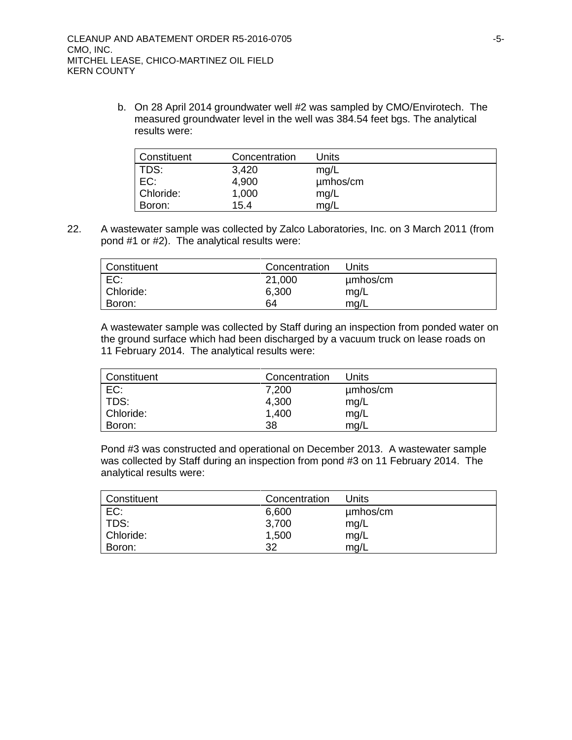b. On 28 April 2014 groundwater well #2 was sampled by CMO/Envirotech. The measured groundwater level in the well was 384.54 feet bgs. The analytical results were:

| Constituent | Concentration | Units |
|---|---|---|
| TDS: | 3,420 | mg/L |
| EC: | 4,900 | µmhos/cm |
| Chloride: | 1,000 | mg/L |
| Boron: | 15.4 | mg/L |

22. A wastewater sample was collected by Zalco Laboratories, Inc. on 3 March 2011 (from pond #1 or #2). The analytical results were:

| Constituent | Concentration | Units |
|---|---|---|
| EC: | 21,000 | µmhos/cm |
| Chloride: | 6,300 | mg/L |
| Boron: | 64 | mg/L |

A wastewater sample was collected by Staff during an inspection from ponded water on the ground surface which had been discharged by a vacuum truck on lease roads on 11 February 2014. The analytical results were:

| Constituent | Concentration | Units |
|---|---|---|
| EC: | 7,200 | µmhos/cm |
| TDS: | 4,300 | mg/L |
| Chloride: | 1,400 | mg/L |
| Boron: | 38 | mg/L |

Pond #3 was constructed and operational on December 2013. A wastewater sample was collected by Staff during an inspection from pond #3 on 11 February 2014. The analytical results were:

| Constituent | Concentration | Units |
|---|---|---|
| EC: | 6,600 | µmhos/cm |
| TDS: | 3,700 | mg/L |
| Chloride: | 1,500 | mg/L |
| Boron: | 32 | mg/L |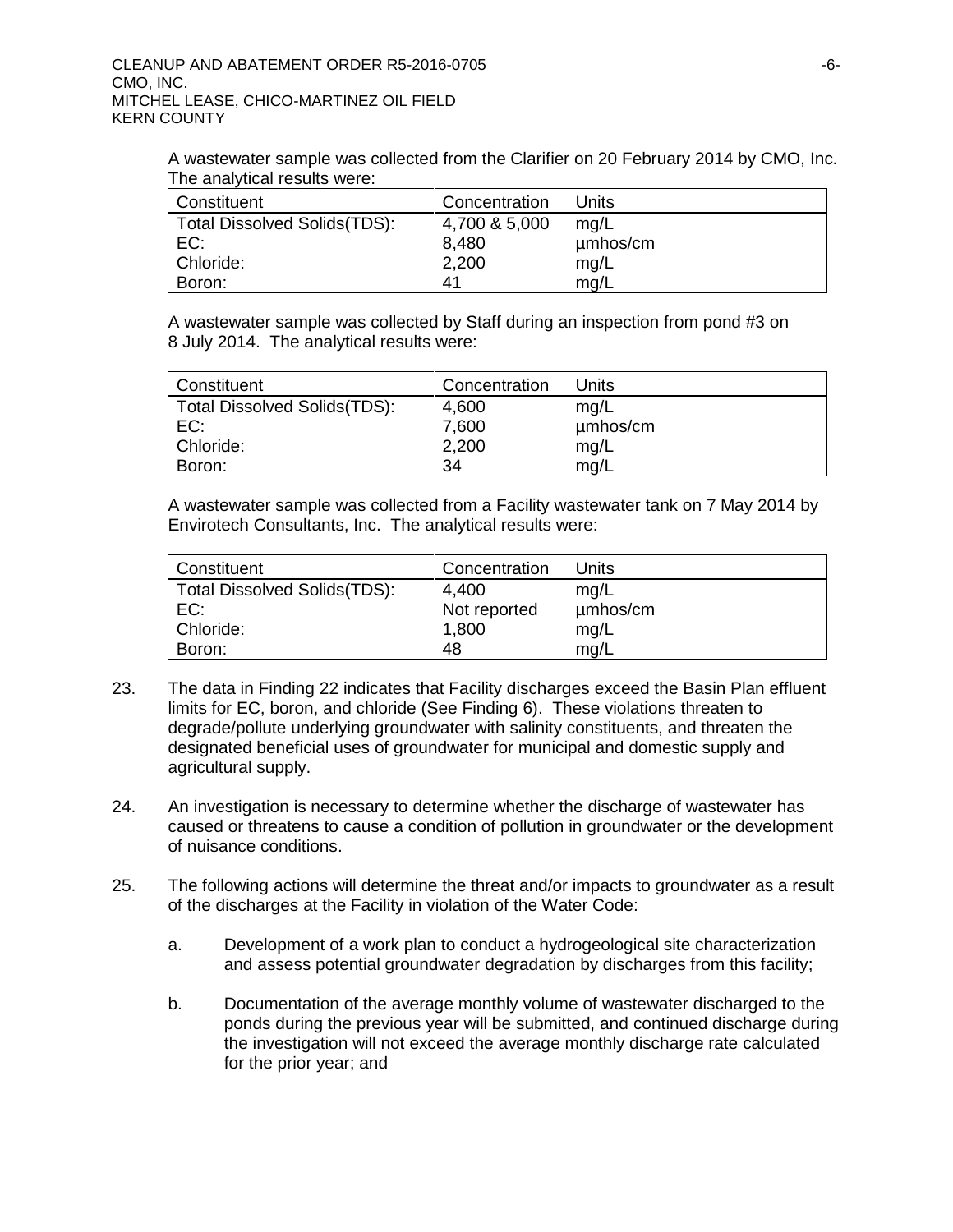A wastewater sample was collected from the Clarifier on 20 February 2014 by CMO, Inc. The analytical results were:

| Constituent | Concentration | Units |
| --- | --- | --- |
| Total Dissolved Solids(TDS): | 4,700 & 5,000 | mg/L |
| EC: | 8,480 | µmhos/cm |
| Chloride: | 2,200 | mg/L |
| Boron: | 41 | mg/L |

A wastewater sample was collected by Staff during an inspection from pond #3 on 8 July 2014. The analytical results were:

| Constituent | Concentration | Units |
| --- | --- | --- |
| Total Dissolved Solids(TDS): | 4,600 | mg/L |
| EC: | 7,600 | µmhos/cm |
| Chloride: | 2,200 | mg/L |
| Boron: | 34 | mg/L |

A wastewater sample was collected from a Facility wastewater tank on 7 May 2014 by Envirotech Consultants, Inc. The analytical results were:

| Constituent | Concentration | Units |
| --- | --- | --- |
| Total Dissolved Solids(TDS): | 4,400 | mg/L |
| EC: | Not reported | µmhos/cm |
| Chloride: | 1,800 | mg/L |
| Boron: | 48 | mg/L |

23. The data in Finding 22 indicates that Facility discharges exceed the Basin Plan effluent limits for EC, boron, and chloride (See Finding 6). These violations threaten to degrade/pollute underlying groundwater with salinity constituents, and threaten the designated beneficial uses of groundwater for municipal and domestic supply and agricultural supply.

24. An investigation is necessary to determine whether the discharge of wastewater has caused or threatens to cause a condition of pollution in groundwater or the development of nuisance conditions.

25. The following actions will determine the threat and/or impacts to groundwater as a result of the discharges at the Facility in violation of the Water Code:

    a. Development of a work plan to conduct a hydrogeological site characterization and assess potential groundwater degradation by discharges from this facility;

    b. Documentation of the average monthly volume of wastewater discharged to the ponds during the previous year will be submitted, and continued discharge during the investigation will not exceed the average monthly discharge rate calculated for the prior year; and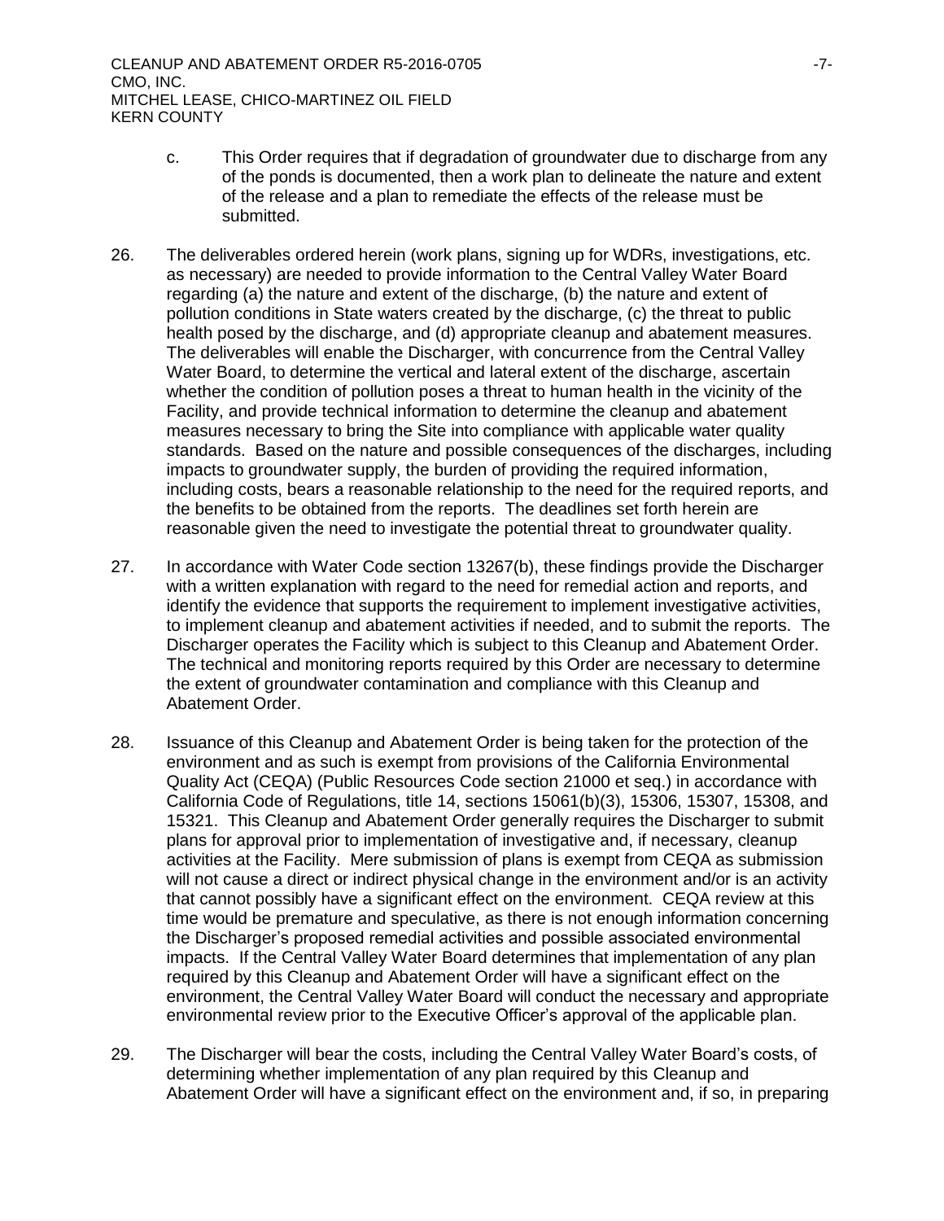c. This Order requires that if degradation of groundwater due to discharge from any of the ponds is documented, then a work plan to delineate the nature and extent of the release and a plan to remediate the effects of the release must be submitted.

26. The deliverables ordered herein (work plans, signing up for WDRs, investigations, etc. as necessary) are needed to provide information to the Central Valley Water Board regarding (a) the nature and extent of the discharge, (b) the nature and extent of pollution conditions in State waters created by the discharge, (c) the threat to public health posed by the discharge, and (d) appropriate cleanup and abatement measures. The deliverables will enable the Discharger, with concurrence from the Central Valley Water Board, to determine the vertical and lateral extent of the discharge, ascertain whether the condition of pollution poses a threat to human health in the vicinity of the Facility, and provide technical information to determine the cleanup and abatement measures necessary to bring the Site into compliance with applicable water quality standards. Based on the nature and possible consequences of the discharges, including impacts to groundwater supply, the burden of providing the required information, including costs, bears a reasonable relationship to the need for the required reports, and the benefits to be obtained from the reports. The deadlines set forth herein are reasonable given the need to investigate the potential threat to groundwater quality.

27. In accordance with Water Code section 13267(b), these findings provide the Discharger with a written explanation with regard to the need for remedial action and reports, and identify the evidence that supports the requirement to implement investigative activities, to implement cleanup and abatement activities if needed, and to submit the reports. The Discharger operates the Facility which is subject to this Cleanup and Abatement Order. The technical and monitoring reports required by this Order are necessary to determine the extent of groundwater contamination and compliance with this Cleanup and Abatement Order.

28. Issuance of this Cleanup and Abatement Order is being taken for the protection of the environment and as such is exempt from provisions of the California Environmental Quality Act (CEQA) (Public Resources Code section 21000 et seq.) in accordance with California Code of Regulations, title 14, sections 15061(b)(3), 15306, 15307, 15308, and 15321. This Cleanup and Abatement Order generally requires the Discharger to submit plans for approval prior to implementation of investigative and, if necessary, cleanup activities at the Facility. Mere submission of plans is exempt from CEQA as submission will not cause a direct or indirect physical change in the environment and/or is an activity that cannot possibly have a significant effect on the environment. CEQA review at this time would be premature and speculative, as there is not enough information concerning the Discharger's proposed remedial activities and possible associated environmental impacts. If the Central Valley Water Board determines that implementation of any plan required by this Cleanup and Abatement Order will have a significant effect on the environment, the Central Valley Water Board will conduct the necessary and appropriate environmental review prior to the Executive Officer's approval of the applicable plan.

29. The Discharger will bear the costs, including the Central Valley Water Board's costs, of determining whether implementation of any plan required by this Cleanup and Abatement Order will have a significant effect on the environment and, if so, in preparing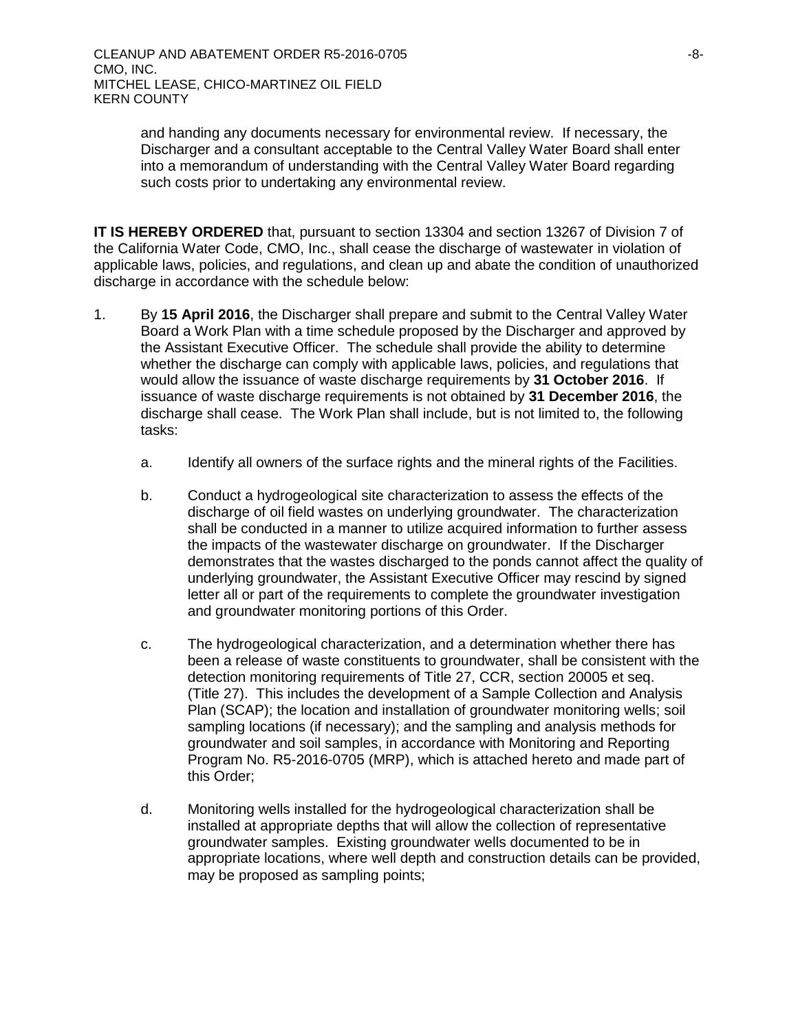and handing any documents necessary for environmental review. If necessary, the Discharger and a consultant acceptable to the Central Valley Water Board shall enter into a memorandum of understanding with the Central Valley Water Board regarding such costs prior to undertaking any environmental review.

**IT IS HEREBY ORDERED** that, pursuant to section 13304 and section 13267 of Division 7 of the California Water Code, CMO, Inc., shall cease the discharge of wastewater in violation of applicable laws, policies, and regulations, and clean up and abate the condition of unauthorized discharge in accordance with the schedule below:

1. By **15 April 2016**, the Discharger shall prepare and submit to the Central Valley Water Board a Work Plan with a time schedule proposed by the Discharger and approved by the Assistant Executive Officer. The schedule shall provide the ability to determine whether the discharge can comply with applicable laws, policies, and regulations that would allow the issuance of waste discharge requirements by **31 October 2016**. If issuance of waste discharge requirements is not obtained by **31 December 2016**, the discharge shall cease. The Work Plan shall include, but is not limited to, the following tasks:

   a. Identify all owners of the surface rights and the mineral rights of the Facilities.

   b. Conduct a hydrogeological site characterization to assess the effects of the discharge of oil field wastes on underlying groundwater. The characterization shall be conducted in a manner to utilize acquired information to further assess the impacts of the wastewater discharge on groundwater. If the Discharger demonstrates that the wastes discharged to the ponds cannot affect the quality of underlying groundwater, the Assistant Executive Officer may rescind by signed letter all or part of the requirements to complete the groundwater investigation and groundwater monitoring portions of this Order.

   c. The hydrogeological characterization, and a determination whether there has been a release of waste constituents to groundwater, shall be consistent with the detection monitoring requirements of Title 27, CCR, section 20005 et seq. (Title 27). This includes the development of a Sample Collection and Analysis Plan (SCAP); the location and installation of groundwater monitoring wells; soil sampling locations (if necessary); and the sampling and analysis methods for groundwater and soil samples, in accordance with Monitoring and Reporting Program No. R5-2016-0705 (MRP), which is attached hereto and made part of this Order;

   d. Monitoring wells installed for the hydrogeological characterization shall be installed at appropriate depths that will allow the collection of representative groundwater samples. Existing groundwater wells documented to be in appropriate locations, where well depth and construction details can be provided, may be proposed as sampling points;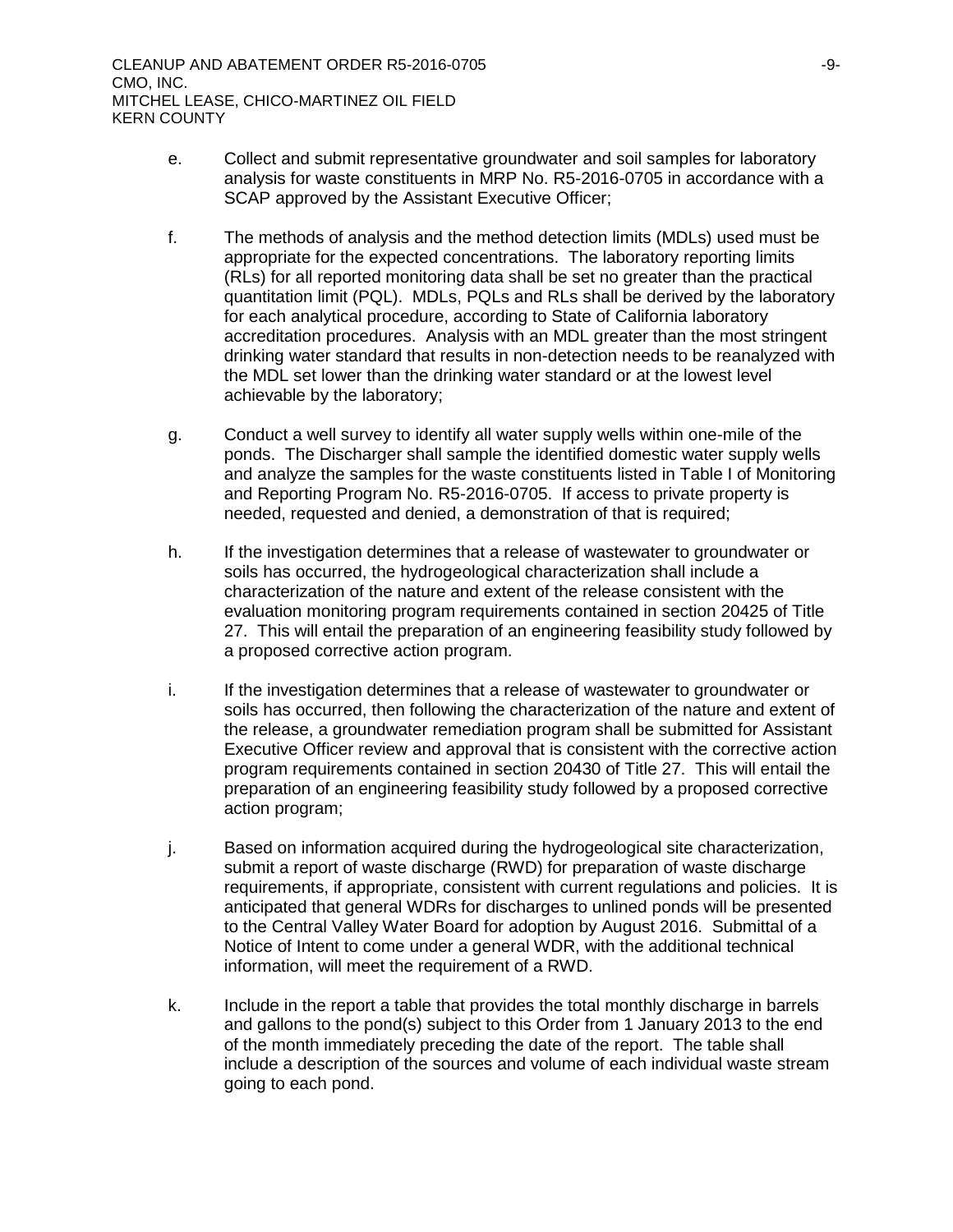e. Collect and submit representative groundwater and soil samples for laboratory analysis for waste constituents in MRP No. R5-2016-0705 in accordance with a SCAP approved by the Assistant Executive Officer;

f. The methods of analysis and the method detection limits (MDLs) used must be appropriate for the expected concentrations. The laboratory reporting limits (RLs) for all reported monitoring data shall be set no greater than the practical quantitation limit (PQL). MDLs, PQLs and RLs shall be derived by the laboratory for each analytical procedure, according to State of California laboratory accreditation procedures. Analysis with an MDL greater than the most stringent drinking water standard that results in non-detection needs to be reanalyzed with the MDL set lower than the drinking water standard or at the lowest level achievable by the laboratory;

g. Conduct a well survey to identify all water supply wells within one-mile of the ponds. The Discharger shall sample the identified domestic water supply wells and analyze the samples for the waste constituents listed in Table I of Monitoring and Reporting Program No. R5-2016-0705. If access to private property is needed, requested and denied, a demonstration of that is required;

h. If the investigation determines that a release of wastewater to groundwater or soils has occurred, the hydrogeological characterization shall include a characterization of the nature and extent of the release consistent with the evaluation monitoring program requirements contained in section 20425 of Title 27. This will entail the preparation of an engineering feasibility study followed by a proposed corrective action program.

i. If the investigation determines that a release of wastewater to groundwater or soils has occurred, then following the characterization of the nature and extent of the release, a groundwater remediation program shall be submitted for Assistant Executive Officer review and approval that is consistent with the corrective action program requirements contained in section 20430 of Title 27. This will entail the preparation of an engineering feasibility study followed by a proposed corrective action program;

j. Based on information acquired during the hydrogeological site characterization, submit a report of waste discharge (RWD) for preparation of waste discharge requirements, if appropriate, consistent with current regulations and policies. It is anticipated that general WDRs for discharges to unlined ponds will be presented to the Central Valley Water Board for adoption by August 2016. Submittal of a Notice of Intent to come under a general WDR, with the additional technical information, will meet the requirement of a RWD.

k. Include in the report a table that provides the total monthly discharge in barrels and gallons to the pond(s) subject to this Order from 1 January 2013 to the end of the month immediately preceding the date of the report. The table shall include a description of the sources and volume of each individual waste stream going to each pond.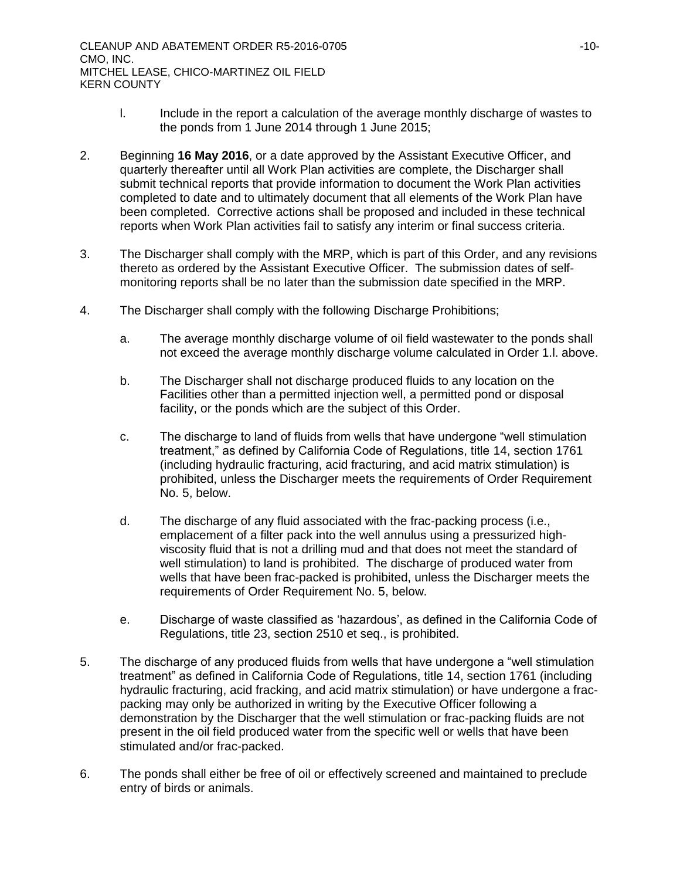l. Include in the report a calculation of the average monthly discharge of wastes to the ponds from 1 June 2014 through 1 June 2015;

2. Beginning **16 May 2016**, or a date approved by the Assistant Executive Officer, and quarterly thereafter until all Work Plan activities are complete, the Discharger shall submit technical reports that provide information to document the Work Plan activities completed to date and to ultimately document that all elements of the Work Plan have been completed. Corrective actions shall be proposed and included in these technical reports when Work Plan activities fail to satisfy any interim or final success criteria.

3. The Discharger shall comply with the MRP, which is part of this Order, and any revisions thereto as ordered by the Assistant Executive Officer. The submission dates of self-monitoring reports shall be no later than the submission date specified in the MRP.

4. The Discharger shall comply with the following Discharge Prohibitions;

   a. The average monthly discharge volume of oil field wastewater to the ponds shall not exceed the average monthly discharge volume calculated in Order 1.l. above.

   b. The Discharger shall not discharge produced fluids to any location on the Facilities other than a permitted injection well, a permitted pond or disposal facility, or the ponds which are the subject of this Order.

   c. The discharge to land of fluids from wells that have undergone "well stimulation treatment," as defined by California Code of Regulations, title 14, section 1761 (including hydraulic fracturing, acid fracturing, and acid matrix stimulation) is prohibited, unless the Discharger meets the requirements of Order Requirement No. 5, below.

   d. The discharge of any fluid associated with the frac-packing process (i.e., emplacement of a filter pack into the well annulus using a pressurized high-viscosity fluid that is not a drilling mud and that does not meet the standard of well stimulation) to land is prohibited. The discharge of produced water from wells that have been frac-packed is prohibited, unless the Discharger meets the requirements of Order Requirement No. 5, below.

   e. Discharge of waste classified as 'hazardous', as defined in the California Code of Regulations, title 23, section 2510 et seq., is prohibited.

5. The discharge of any produced fluids from wells that have undergone a "well stimulation treatment" as defined in California Code of Regulations, title 14, section 1761 (including hydraulic fracturing, acid fracking, and acid matrix stimulation) or have undergone a frac-packing may only be authorized in writing by the Executive Officer following a demonstration by the Discharger that the well stimulation or frac-packing fluids are not present in the oil field produced water from the specific well or wells that have been stimulated and/or frac-packed.

6. The ponds shall either be free of oil or effectively screened and maintained to preclude entry of birds or animals.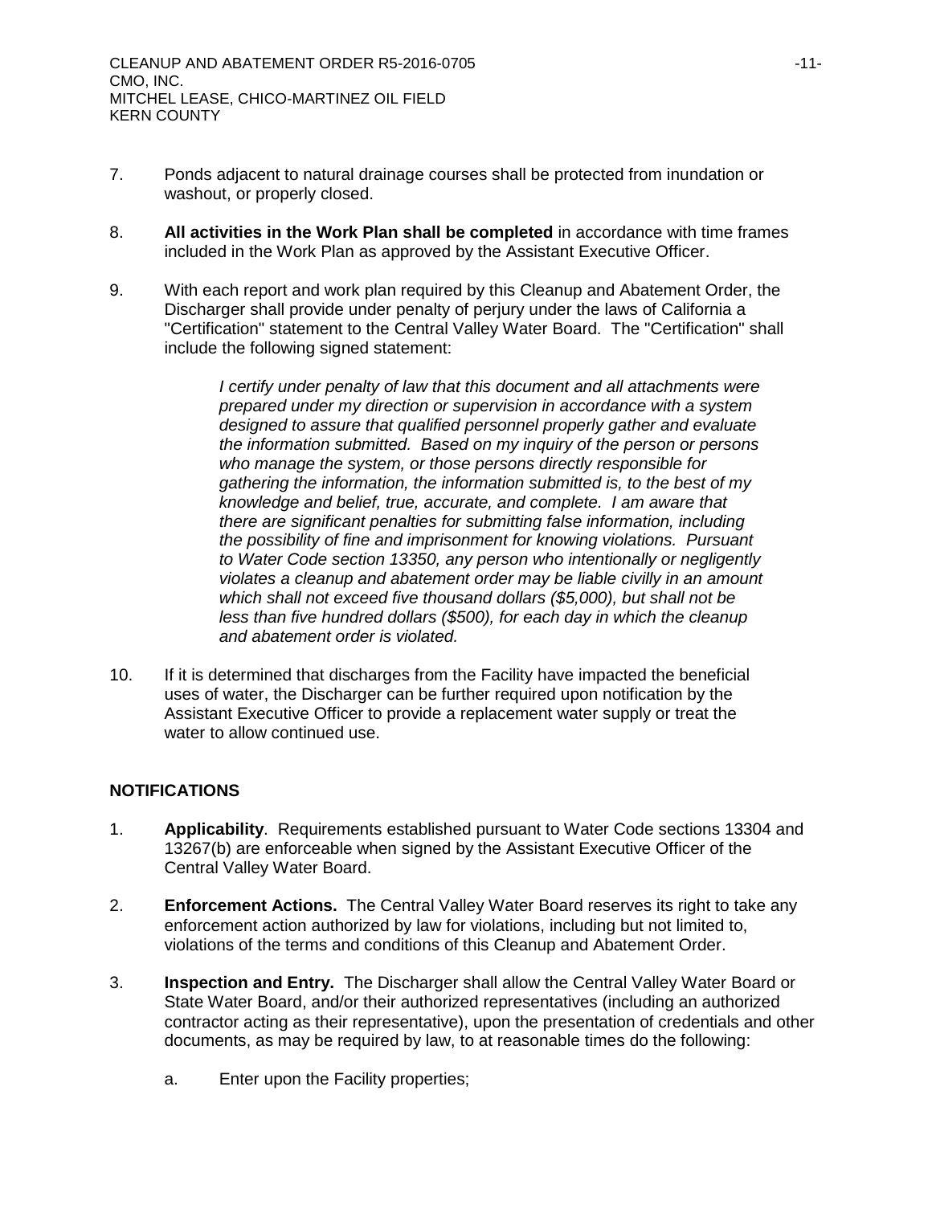7. Ponds adjacent to natural drainage courses shall be protected from inundation or washout, or properly closed.

8. **All activities in the Work Plan shall be completed** in accordance with time frames included in the Work Plan as approved by the Assistant Executive Officer.

9. With each report and work plan required by this Cleanup and Abatement Order, the Discharger shall provide under penalty of perjury under the laws of California a "Certification" statement to the Central Valley Water Board. The "Certification" shall include the following signed statement:

   *I certify under penalty of law that this document and all attachments were prepared under my direction or supervision in accordance with a system designed to assure that qualified personnel properly gather and evaluate the information submitted. Based on my inquiry of the person or persons who manage the system, or those persons directly responsible for gathering the information, the information submitted is, to the best of my knowledge and belief, true, accurate, and complete. I am aware that there are significant penalties for submitting false information, including the possibility of fine and imprisonment for knowing violations. Pursuant to Water Code section 13350, any person who intentionally or negligently violates a cleanup and abatement order may be liable civilly in an amount which shall not exceed five thousand dollars ($5,000), but shall not be less than five hundred dollars ($500), for each day in which the cleanup and abatement order is violated.*

10. If it is determined that discharges from the Facility have impacted the beneficial uses of water, the Discharger can be further required upon notification by the Assistant Executive Officer to provide a replacement water supply or treat the water to allow continued use.

## NOTIFICATIONS

1. **Applicability**. Requirements established pursuant to Water Code sections 13304 and 13267(b) are enforceable when signed by the Assistant Executive Officer of the Central Valley Water Board.

2. **Enforcement Actions.** The Central Valley Water Board reserves its right to take any enforcement action authorized by law for violations, including but not limited to, violations of the terms and conditions of this Cleanup and Abatement Order.

3. **Inspection and Entry.** The Discharger shall allow the Central Valley Water Board or State Water Board, and/or their authorized representatives (including an authorized contractor acting as their representative), upon the presentation of credentials and other documents, as may be required by law, to at reasonable times do the following:

   a. Enter upon the Facility properties;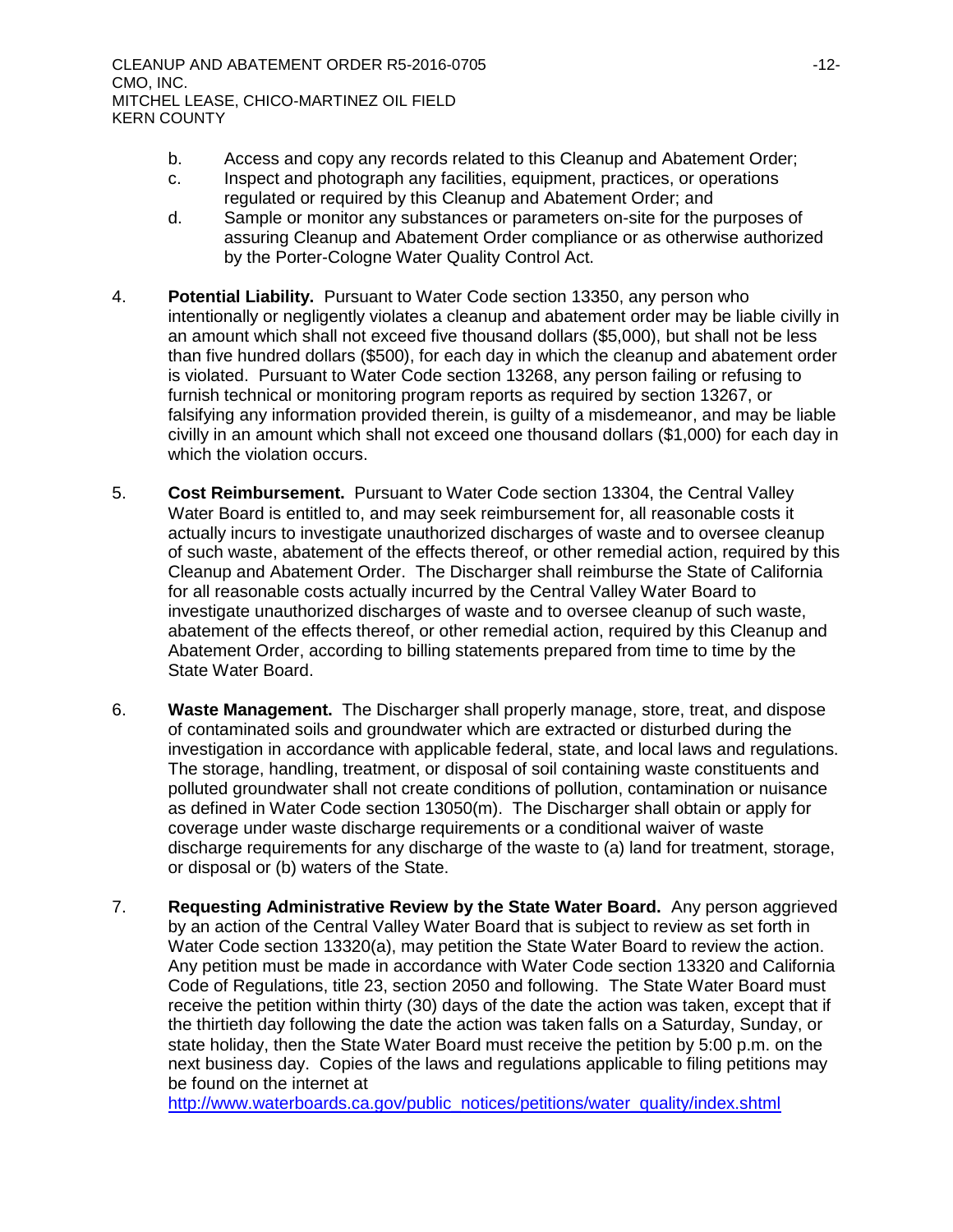b. Access and copy any records related to this Cleanup and Abatement Order;
c. Inspect and photograph any facilities, equipment, practices, or operations regulated or required by this Cleanup and Abatement Order; and
d. Sample or monitor any substances or parameters on-site for the purposes of assuring Cleanup and Abatement Order compliance or as otherwise authorized by the Porter-Cologne Water Quality Control Act.

4. **Potential Liability.** Pursuant to Water Code section 13350, any person who intentionally or negligently violates a cleanup and abatement order may be liable civilly in an amount which shall not exceed five thousand dollars ($5,000), but shall not be less than five hundred dollars ($500), for each day in which the cleanup and abatement order is violated. Pursuant to Water Code section 13268, any person failing or refusing to furnish technical or monitoring program reports as required by section 13267, or falsifying any information provided therein, is guilty of a misdemeanor, and may be liable civilly in an amount which shall not exceed one thousand dollars ($1,000) for each day in which the violation occurs.

5. **Cost Reimbursement.** Pursuant to Water Code section 13304, the Central Valley Water Board is entitled to, and may seek reimbursement for, all reasonable costs it actually incurs to investigate unauthorized discharges of waste and to oversee cleanup of such waste, abatement of the effects thereof, or other remedial action, required by this Cleanup and Abatement Order. The Discharger shall reimburse the State of California for all reasonable costs actually incurred by the Central Valley Water Board to investigate unauthorized discharges of waste and to oversee cleanup of such waste, abatement of the effects thereof, or other remedial action, required by this Cleanup and Abatement Order, according to billing statements prepared from time to time by the State Water Board.

6. **Waste Management.** The Discharger shall properly manage, store, treat, and dispose of contaminated soils and groundwater which are extracted or disturbed during the investigation in accordance with applicable federal, state, and local laws and regulations. The storage, handling, treatment, or disposal of soil containing waste constituents and polluted groundwater shall not create conditions of pollution, contamination or nuisance as defined in Water Code section 13050(m). The Discharger shall obtain or apply for coverage under waste discharge requirements or a conditional waiver of waste discharge requirements for any discharge of the waste to (a) land for treatment, storage, or disposal or (b) waters of the State.

7. **Requesting Administrative Review by the State Water Board.** Any person aggrieved by an action of the Central Valley Water Board that is subject to review as set forth in Water Code section 13320(a), may petition the State Water Board to review the action. Any petition must be made in accordance with Water Code section 13320 and California Code of Regulations, title 23, section 2050 and following. The State Water Board must receive the petition within thirty (30) days of the date the action was taken, except that if the thirtieth day following the date the action was taken falls on a Saturday, Sunday, or state holiday, then the State Water Board must receive the petition by 5:00 p.m. on the next business day. Copies of the laws and regulations applicable to filing petitions may be found on the internet at http://www.waterboards.ca.gov/public_notices/petitions/water_quality/index.shtml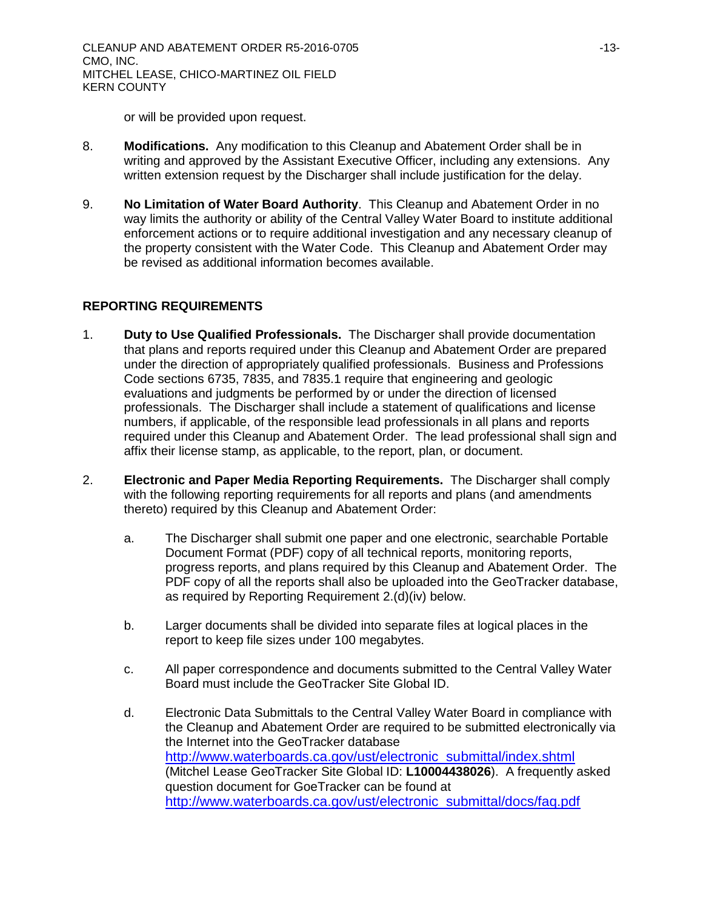or will be provided upon request.

8. **Modifications.** Any modification to this Cleanup and Abatement Order shall be in writing and approved by the Assistant Executive Officer, including any extensions. Any written extension request by the Discharger shall include justification for the delay.

9. **No Limitation of Water Board Authority**. This Cleanup and Abatement Order in no way limits the authority or ability of the Central Valley Water Board to institute additional enforcement actions or to require additional investigation and any necessary cleanup of the property consistent with the Water Code. This Cleanup and Abatement Order may be revised as additional information becomes available.

## REPORTING REQUIREMENTS

1. **Duty to Use Qualified Professionals.** The Discharger shall provide documentation that plans and reports required under this Cleanup and Abatement Order are prepared under the direction of appropriately qualified professionals. Business and Professions Code sections 6735, 7835, and 7835.1 require that engineering and geologic evaluations and judgments be performed by or under the direction of licensed professionals. The Discharger shall include a statement of qualifications and license numbers, if applicable, of the responsible lead professionals in all plans and reports required under this Cleanup and Abatement Order. The lead professional shall sign and affix their license stamp, as applicable, to the report, plan, or document.

2. **Electronic and Paper Media Reporting Requirements.** The Discharger shall comply with the following reporting requirements for all reports and plans (and amendments thereto) required by this Cleanup and Abatement Order:

   a. The Discharger shall submit one paper and one electronic, searchable Portable Document Format (PDF) copy of all technical reports, monitoring reports, progress reports, and plans required by this Cleanup and Abatement Order. The PDF copy of all the reports shall also be uploaded into the GeoTracker database, as required by Reporting Requirement 2.(d)(iv) below.

   b. Larger documents shall be divided into separate files at logical places in the report to keep file sizes under 100 megabytes.

   c. All paper correspondence and documents submitted to the Central Valley Water Board must include the GeoTracker Site Global ID.

   d. Electronic Data Submittals to the Central Valley Water Board in compliance with the Cleanup and Abatement Order are required to be submitted electronically via the Internet into the GeoTracker database http://www.waterboards.ca.gov/ust/electronic_submittal/index.shtml (Mitchel Lease GeoTracker Site Global ID: **L10004438026**). A frequently asked question document for GoeTracker can be found at http://www.waterboards.ca.gov/ust/electronic_submittal/docs/faq.pdf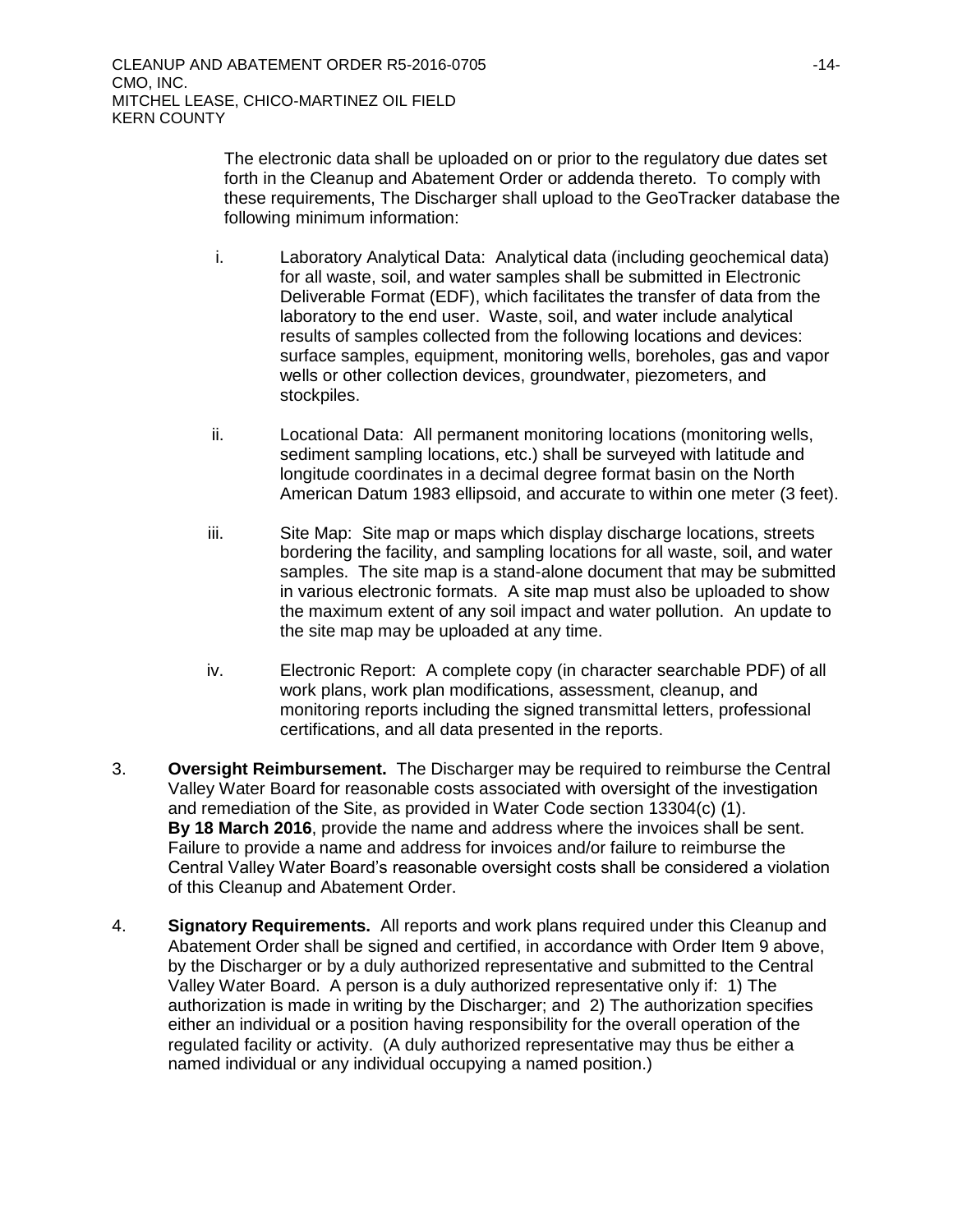The electronic data shall be uploaded on or prior to the regulatory due dates set forth in the Cleanup and Abatement Order or addenda thereto. To comply with these requirements, The Discharger shall upload to the GeoTracker database the following minimum information:

i. Laboratory Analytical Data: Analytical data (including geochemical data) for all waste, soil, and water samples shall be submitted in Electronic Deliverable Format (EDF), which facilitates the transfer of data from the laboratory to the end user. Waste, soil, and water include analytical results of samples collected from the following locations and devices: surface samples, equipment, monitoring wells, boreholes, gas and vapor wells or other collection devices, groundwater, piezometers, and stockpiles.

ii. Locational Data: All permanent monitoring locations (monitoring wells, sediment sampling locations, etc.) shall be surveyed with latitude and longitude coordinates in a decimal degree format basin on the North American Datum 1983 ellipsoid, and accurate to within one meter (3 feet).

iii. Site Map: Site map or maps which display discharge locations, streets bordering the facility, and sampling locations for all waste, soil, and water samples. The site map is a stand-alone document that may be submitted in various electronic formats. A site map must also be uploaded to show the maximum extent of any soil impact and water pollution. An update to the site map may be uploaded at any time.

iv. Electronic Report: A complete copy (in character searchable PDF) of all work plans, work plan modifications, assessment, cleanup, and monitoring reports including the signed transmittal letters, professional certifications, and all data presented in the reports.

3. **Oversight Reimbursement.** The Discharger may be required to reimburse the Central Valley Water Board for reasonable costs associated with oversight of the investigation and remediation of the Site, as provided in Water Code section 13304(c) (1). **By 18 March 2016**, provide the name and address where the invoices shall be sent. Failure to provide a name and address for invoices and/or failure to reimburse the Central Valley Water Board's reasonable oversight costs shall be considered a violation of this Cleanup and Abatement Order.

4. **Signatory Requirements.** All reports and work plans required under this Cleanup and Abatement Order shall be signed and certified, in accordance with Order Item 9 above, by the Discharger or by a duly authorized representative and submitted to the Central Valley Water Board. A person is a duly authorized representative only if: 1) The authorization is made in writing by the Discharger; and 2) The authorization specifies either an individual or a position having responsibility for the overall operation of the regulated facility or activity. (A duly authorized representative may thus be either a named individual or any individual occupying a named position.)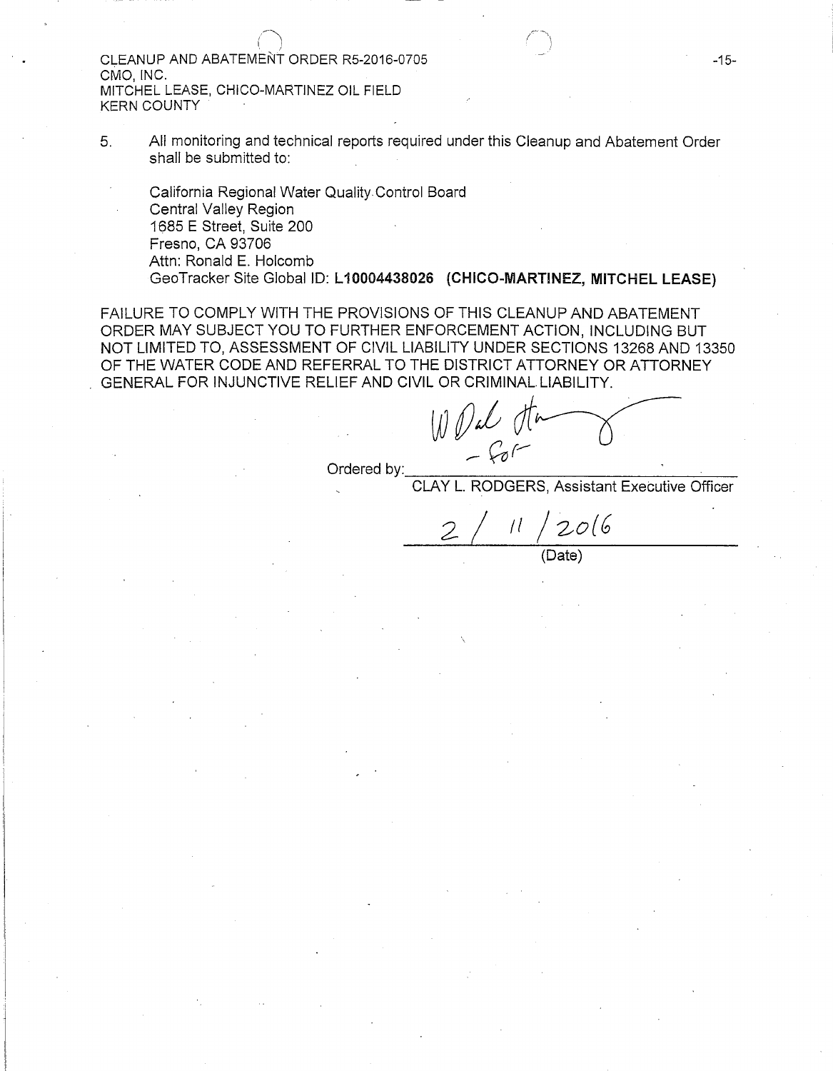5. All monitoring and technical reports required under this Cleanup and Abatement Order shall be submitted to:

   California Regional Water Quality Control Board
   Central Valley Region
   1685 E Street, Suite 200
   Fresno, CA 93706
   Attn: Ronald E. Holcomb
   GeoTracker Site Global ID: **L10004438026 (CHICO-MARTINEZ, MITCHEL LEASE)**

FAILURE TO COMPLY WITH THE PROVISIONS OF THIS CLEANUP AND ABATEMENT ORDER MAY SUBJECT YOU TO FURTHER ENFORCEMENT ACTION, INCLUDING BUT NOT LIMITED TO, ASSESSMENT OF CIVIL LIABILITY UNDER SECTIONS 13268 AND 13350 OF THE WATER CODE AND REFERRAL TO THE DISTRICT ATTORNEY OR ATTORNEY GENERAL FOR INJUNCTIVE RELIEF AND CIVIL OR CRIMINAL LIABILITY.

Ordered by: _W Dale Harvey - for_

CLAY L. RODGERS, Assistant Executive Officer

2 / 11 / 2016
(Date)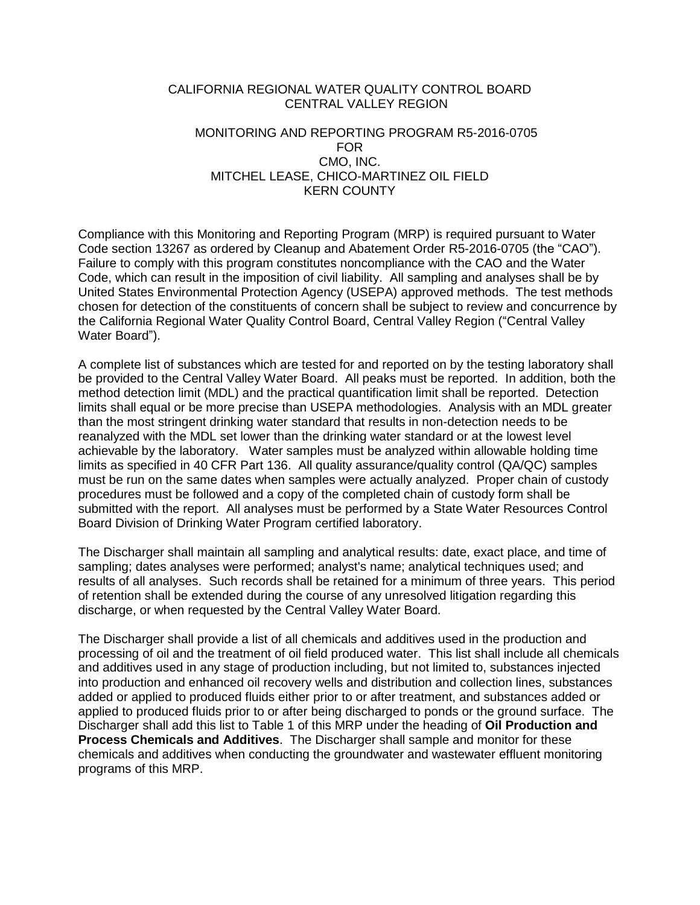CALIFORNIA REGIONAL WATER QUALITY CONTROL BOARD
CENTRAL VALLEY REGION

MONITORING AND REPORTING PROGRAM R5-2016-0705
FOR
CMO, INC.
MITCHEL LEASE, CHICO-MARTINEZ OIL FIELD
KERN COUNTY

Compliance with this Monitoring and Reporting Program (MRP) is required pursuant to Water Code section 13267 as ordered by Cleanup and Abatement Order R5-2016-0705 (the "CAO"). Failure to comply with this program constitutes noncompliance with the CAO and the Water Code, which can result in the imposition of civil liability. All sampling and analyses shall be by United States Environmental Protection Agency (USEPA) approved methods. The test methods chosen for detection of the constituents of concern shall be subject to review and concurrence by the California Regional Water Quality Control Board, Central Valley Region ("Central Valley Water Board").

A complete list of substances which are tested for and reported on by the testing laboratory shall be provided to the Central Valley Water Board. All peaks must be reported. In addition, both the method detection limit (MDL) and the practical quantification limit shall be reported. Detection limits shall equal or be more precise than USEPA methodologies. Analysis with an MDL greater than the most stringent drinking water standard that results in non-detection needs to be reanalyzed with the MDL set lower than the drinking water standard or at the lowest level achievable by the laboratory. Water samples must be analyzed within allowable holding time limits as specified in 40 CFR Part 136. All quality assurance/quality control (QA/QC) samples must be run on the same dates when samples were actually analyzed. Proper chain of custody procedures must be followed and a copy of the completed chain of custody form shall be submitted with the report. All analyses must be performed by a State Water Resources Control Board Division of Drinking Water Program certified laboratory.

The Discharger shall maintain all sampling and analytical results: date, exact place, and time of sampling; dates analyses were performed; analyst's name; analytical techniques used; and results of all analyses. Such records shall be retained for a minimum of three years. This period of retention shall be extended during the course of any unresolved litigation regarding this discharge, or when requested by the Central Valley Water Board.

The Discharger shall provide a list of all chemicals and additives used in the production and processing of oil and the treatment of oil field produced water. This list shall include all chemicals and additives used in any stage of production including, but not limited to, substances injected into production and enhanced oil recovery wells and distribution and collection lines, substances added or applied to produced fluids either prior to or after treatment, and substances added or applied to produced fluids prior to or after being discharged to ponds or the ground surface. The Discharger shall add this list to Table 1 of this MRP under the heading of **Oil Production and Process Chemicals and Additives**. The Discharger shall sample and monitor for these chemicals and additives when conducting the groundwater and wastewater effluent monitoring programs of this MRP.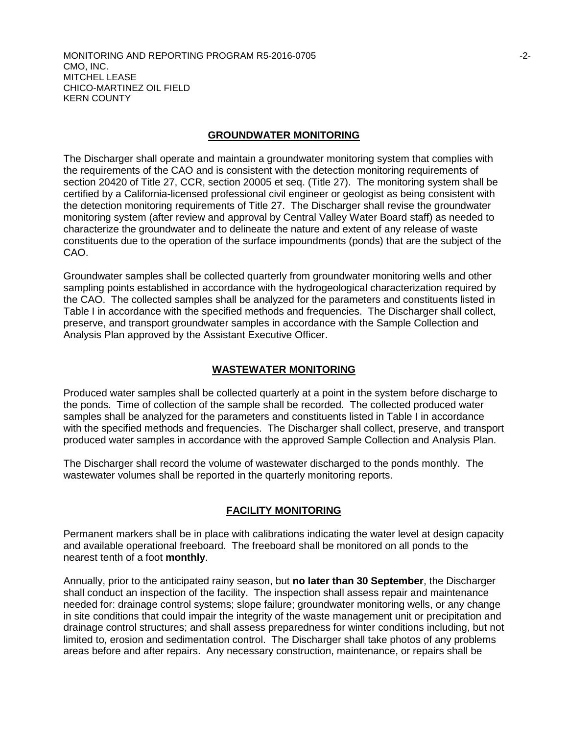## GROUNDWATER MONITORING

The Discharger shall operate and maintain a groundwater monitoring system that complies with the requirements of the CAO and is consistent with the detection monitoring requirements of section 20420 of Title 27, CCR, section 20005 et seq. (Title 27). The monitoring system shall be certified by a California-licensed professional civil engineer or geologist as being consistent with the detection monitoring requirements of Title 27. The Discharger shall revise the groundwater monitoring system (after review and approval by Central Valley Water Board staff) as needed to characterize the groundwater and to delineate the nature and extent of any release of waste constituents due to the operation of the surface impoundments (ponds) that are the subject of the CAO.

Groundwater samples shall be collected quarterly from groundwater monitoring wells and other sampling points established in accordance with the hydrogeological characterization required by the CAO. The collected samples shall be analyzed for the parameters and constituents listed in Table I in accordance with the specified methods and frequencies. The Discharger shall collect, preserve, and transport groundwater samples in accordance with the Sample Collection and Analysis Plan approved by the Assistant Executive Officer.

## WASTEWATER MONITORING

Produced water samples shall be collected quarterly at a point in the system before discharge to the ponds. Time of collection of the sample shall be recorded. The collected produced water samples shall be analyzed for the parameters and constituents listed in Table I in accordance with the specified methods and frequencies. The Discharger shall collect, preserve, and transport produced water samples in accordance with the approved Sample Collection and Analysis Plan.

The Discharger shall record the volume of wastewater discharged to the ponds monthly. The wastewater volumes shall be reported in the quarterly monitoring reports.

## FACILITY MONITORING

Permanent markers shall be in place with calibrations indicating the water level at design capacity and available operational freeboard. The freeboard shall be monitored on all ponds to the nearest tenth of a foot **monthly**.

Annually, prior to the anticipated rainy season, but **no later than 30 September**, the Discharger shall conduct an inspection of the facility. The inspection shall assess repair and maintenance needed for: drainage control systems; slope failure; groundwater monitoring wells, or any change in site conditions that could impair the integrity of the waste management unit or precipitation and drainage control structures; and shall assess preparedness for winter conditions including, but not limited to, erosion and sedimentation control. The Discharger shall take photos of any problems areas before and after repairs. Any necessary construction, maintenance, or repairs shall be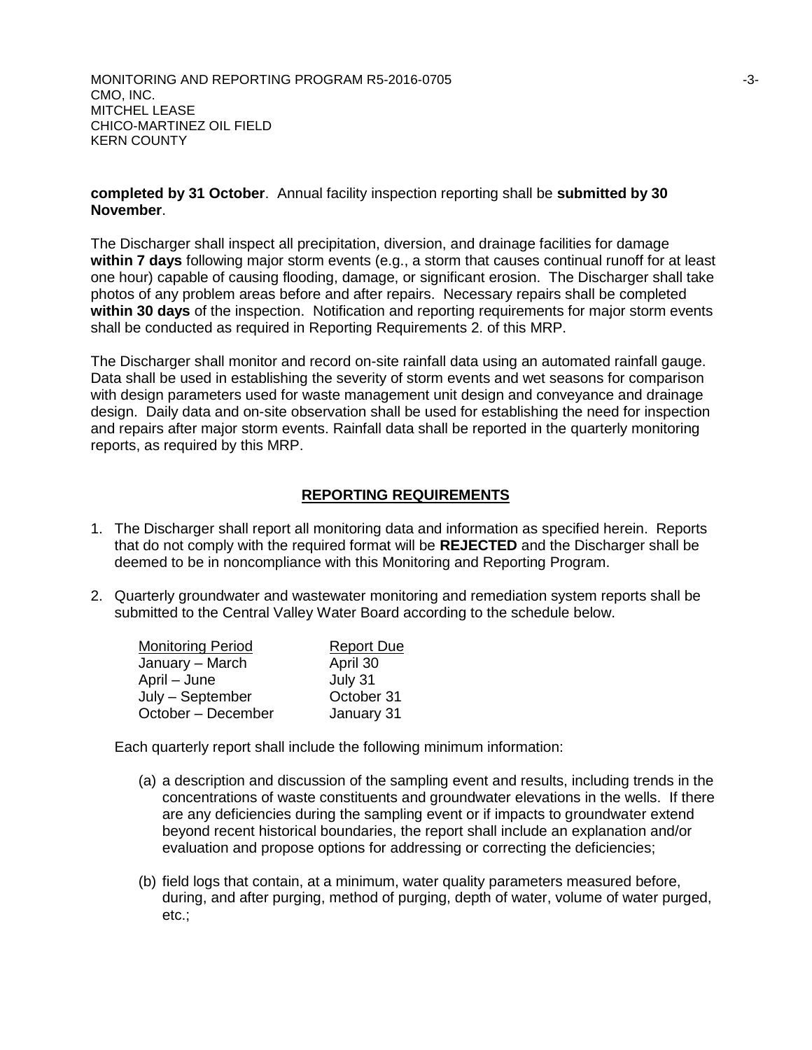**completed by 31 October**. Annual facility inspection reporting shall be **submitted by 30 November**.

The Discharger shall inspect all precipitation, diversion, and drainage facilities for damage **within 7 days** following major storm events (e.g., a storm that causes continual runoff for at least one hour) capable of causing flooding, damage, or significant erosion. The Discharger shall take photos of any problem areas before and after repairs. Necessary repairs shall be completed **within 30 days** of the inspection. Notification and reporting requirements for major storm events shall be conducted as required in Reporting Requirements 2. of this MRP.

The Discharger shall monitor and record on-site rainfall data using an automated rainfall gauge. Data shall be used in establishing the severity of storm events and wet seasons for comparison with design parameters used for waste management unit design and conveyance and drainage design. Daily data and on-site observation shall be used for establishing the need for inspection and repairs after major storm events. Rainfall data shall be reported in the quarterly monitoring reports, as required by this MRP.

## REPORTING REQUIREMENTS

1. The Discharger shall report all monitoring data and information as specified herein. Reports that do not comply with the required format will be **REJECTED** and the Discharger shall be deemed to be in noncompliance with this Monitoring and Reporting Program.

2. Quarterly groundwater and wastewater monitoring and remediation system reports shall be submitted to the Central Valley Water Board according to the schedule below.

| Monitoring Period | Report Due |
| --- | --- |
| January – March | April 30 |
| April – June | July 31 |
| July – September | October 31 |
| October – December | January 31 |

Each quarterly report shall include the following minimum information:

(a) a description and discussion of the sampling event and results, including trends in the concentrations of waste constituents and groundwater elevations in the wells. If there are any deficiencies during the sampling event or if impacts to groundwater extend beyond recent historical boundaries, the report shall include an explanation and/or evaluation and propose options for addressing or correcting the deficiencies;

(b) field logs that contain, at a minimum, water quality parameters measured before, during, and after purging, method of purging, depth of water, volume of water purged, etc.;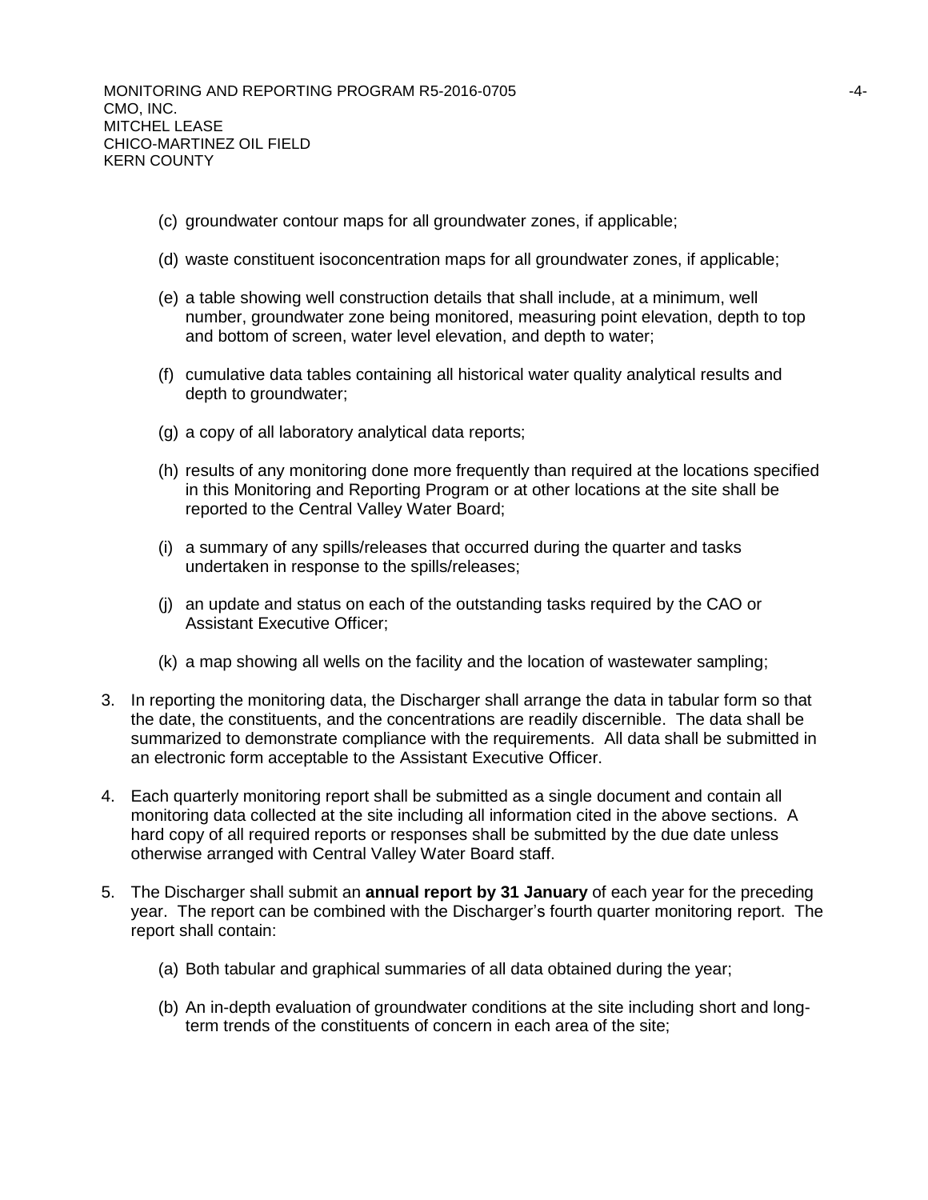(c) groundwater contour maps for all groundwater zones, if applicable;

(d) waste constituent isoconcentration maps for all groundwater zones, if applicable;

(e) a table showing well construction details that shall include, at a minimum, well number, groundwater zone being monitored, measuring point elevation, depth to top and bottom of screen, water level elevation, and depth to water;

(f) cumulative data tables containing all historical water quality analytical results and depth to groundwater;

(g) a copy of all laboratory analytical data reports;

(h) results of any monitoring done more frequently than required at the locations specified in this Monitoring and Reporting Program or at other locations at the site shall be reported to the Central Valley Water Board;

(i) a summary of any spills/releases that occurred during the quarter and tasks undertaken in response to the spills/releases;

(j) an update and status on each of the outstanding tasks required by the CAO or Assistant Executive Officer;

(k) a map showing all wells on the facility and the location of wastewater sampling;

3. In reporting the monitoring data, the Discharger shall arrange the data in tabular form so that the date, the constituents, and the concentrations are readily discernible. The data shall be summarized to demonstrate compliance with the requirements. All data shall be submitted in an electronic form acceptable to the Assistant Executive Officer.

4. Each quarterly monitoring report shall be submitted as a single document and contain all monitoring data collected at the site including all information cited in the above sections. A hard copy of all required reports or responses shall be submitted by the due date unless otherwise arranged with Central Valley Water Board staff.

5. The Discharger shall submit an **annual report by 31 January** of each year for the preceding year. The report can be combined with the Discharger's fourth quarter monitoring report. The report shall contain:

   (a) Both tabular and graphical summaries of all data obtained during the year;

   (b) An in-depth evaluation of groundwater conditions at the site including short and long-term trends of the constituents of concern in each area of the site;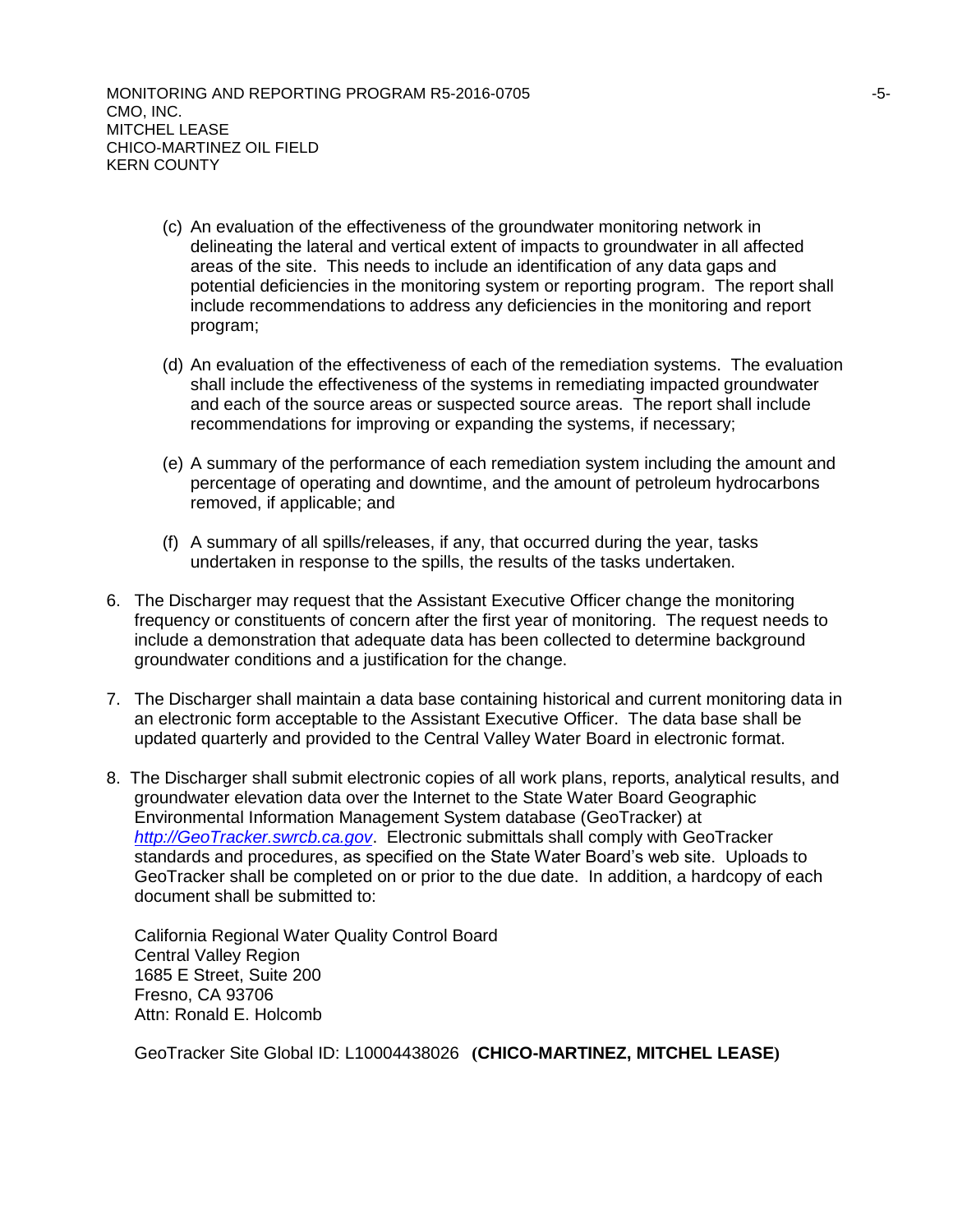(c) An evaluation of the effectiveness of the groundwater monitoring network in delineating the lateral and vertical extent of impacts to groundwater in all affected areas of the site. This needs to include an identification of any data gaps and potential deficiencies in the monitoring system or reporting program. The report shall include recommendations to address any deficiencies in the monitoring and report program;

(d) An evaluation of the effectiveness of each of the remediation systems. The evaluation shall include the effectiveness of the systems in remediating impacted groundwater and each of the source areas or suspected source areas. The report shall include recommendations for improving or expanding the systems, if necessary;

(e) A summary of the performance of each remediation system including the amount and percentage of operating and downtime, and the amount of petroleum hydrocarbons removed, if applicable; and

(f) A summary of all spills/releases, if any, that occurred during the year, tasks undertaken in response to the spills, the results of the tasks undertaken.

6. The Discharger may request that the Assistant Executive Officer change the monitoring frequency or constituents of concern after the first year of monitoring. The request needs to include a demonstration that adequate data has been collected to determine background groundwater conditions and a justification for the change.

7. The Discharger shall maintain a data base containing historical and current monitoring data in an electronic form acceptable to the Assistant Executive Officer. The data base shall be updated quarterly and provided to the Central Valley Water Board in electronic format.

8. The Discharger shall submit electronic copies of all work plans, reports, analytical results, and groundwater elevation data over the Internet to the State Water Board Geographic Environmental Information Management System database (GeoTracker) at *http://GeoTracker.swrcb.ca.gov*. Electronic submittals shall comply with GeoTracker standards and procedures, as specified on the State Water Board's web site. Uploads to GeoTracker shall be completed on or prior to the due date. In addition, a hardcopy of each document shall be submitted to:

   California Regional Water Quality Control Board
   Central Valley Region
   1685 E Street, Suite 200
   Fresno, CA 93706
   Attn: Ronald E. Holcomb

   GeoTracker Site Global ID: L10004438026 **(CHICO-MARTINEZ, MITCHEL LEASE)**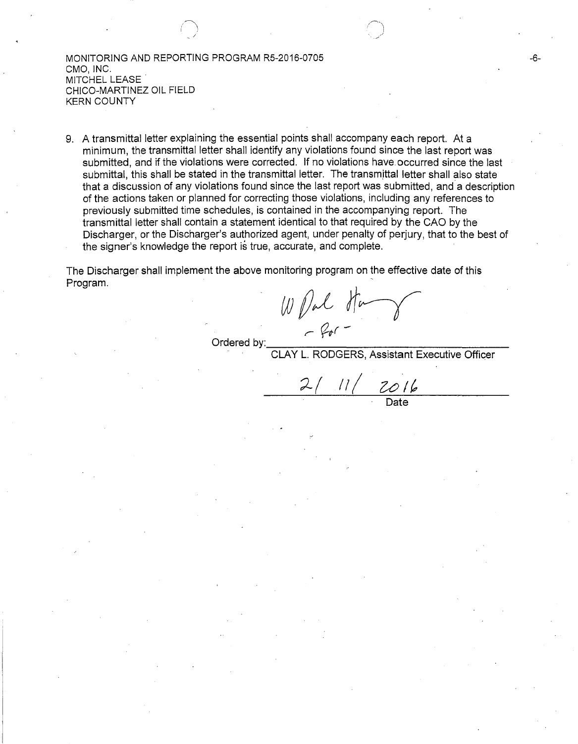9. A transmittal letter explaining the essential points shall accompany each report. At a minimum, the transmittal letter shall identify any violations found since the last report was submitted, and if the violations were corrected. If no violations have occurred since the last submittal, this shall be stated in the transmittal letter. The transmittal letter shall also state that a discussion of any violations found since the last report was submitted, and a description of the actions taken or planned for correcting those violations, including any references to previously submitted time schedules, is contained in the accompanying report. The transmittal letter shall contain a statement identical to that required by the CAO by the Discharger, or the Discharger's authorized agent, under penalty of perjury, that to the best of the signer's knowledge the report is true, accurate, and complete.

The Discharger shall implement the above monitoring program on the effective date of this Program.

Ordered by: W Dal Harvey - for -

CLAY L. RODGERS, Assistant Executive Officer

2/ 11/ 2016

Date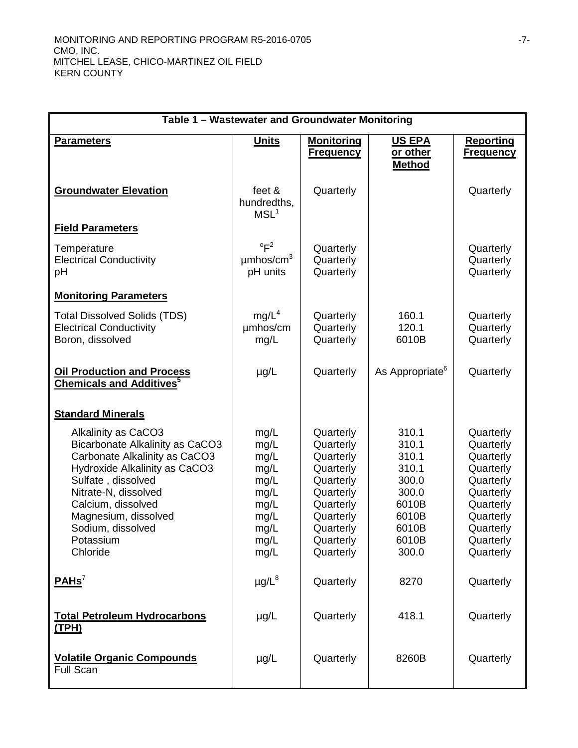| Table 1 – Wastewater and Groundwater Monitoring | | | | |
|---|---|---|---|---|
| **Parameters** | **Units** | **Monitoring Frequency** | **US EPA or other Method** | **Reporting Frequency** |
| **Groundwater Elevation** | feet & hundredths, MSL[1] | Quarterly | | Quarterly |
| **Field Parameters** | | | | |
| Temperature | $^{o}F$[2] | Quarterly | | Quarterly |
| Electrical Conductivity | µmhos/cm[3] | Quarterly | | Quarterly |
| pH | pH units | Quarterly | | Quarterly |
| **Monitoring Parameters** | | | | |
| Total Dissolved Solids (TDS) | mg/L[4] | Quarterly | 160.1 | Quarterly |
| Electrical Conductivity | µmhos/cm | Quarterly | 120.1 | Quarterly |
| Boron, dissolved | mg/L | Quarterly | 6010B | Quarterly |
| **Oil Production and Process Chemicals and Additives**[5] | µg/L | Quarterly | As Appropriate[6] | Quarterly |
| **Standard Minerals** | | | | |
| Alkalinity as $CaCO_3$ | mg/L | Quarterly | 310.1 | Quarterly |
| Bicarbonate Alkalinity as $CaCO_3$ | mg/L | Quarterly | 310.1 | Quarterly |
| Carbonate Alkalinity as $CaCO_3$ | mg/L | Quarterly | 310.1 | Quarterly |
| Hydroxide Alkalinity as $CaCO_3$ | mg/L | Quarterly | 310.1 | Quarterly |
| Sulfate , dissolved | mg/L | Quarterly | 300.0 | Quarterly |
| Nitrate-N, dissolved | mg/L | Quarterly | 300.0 | Quarterly |
| Calcium, dissolved | mg/L | Quarterly | 6010B | Quarterly |
| Magnesium, dissolved | mg/L | Quarterly | 6010B | Quarterly |
| Sodium, dissolved | mg/L | Quarterly | 6010B | Quarterly |
| Potassium | mg/L | Quarterly | 6010B | Quarterly |
| Chloride | mg/L | Quarterly | 300.0 | Quarterly |
| **PAHs**[7] | µg/L[8] | Quarterly | 8270 | Quarterly |
| **Total Petroleum Hydrocarbons (TPH)** | µg/L | Quarterly | 418.1 | Quarterly |
| **Volatile Organic Compounds** Full Scan | µg/L | Quarterly | 8260B | Quarterly |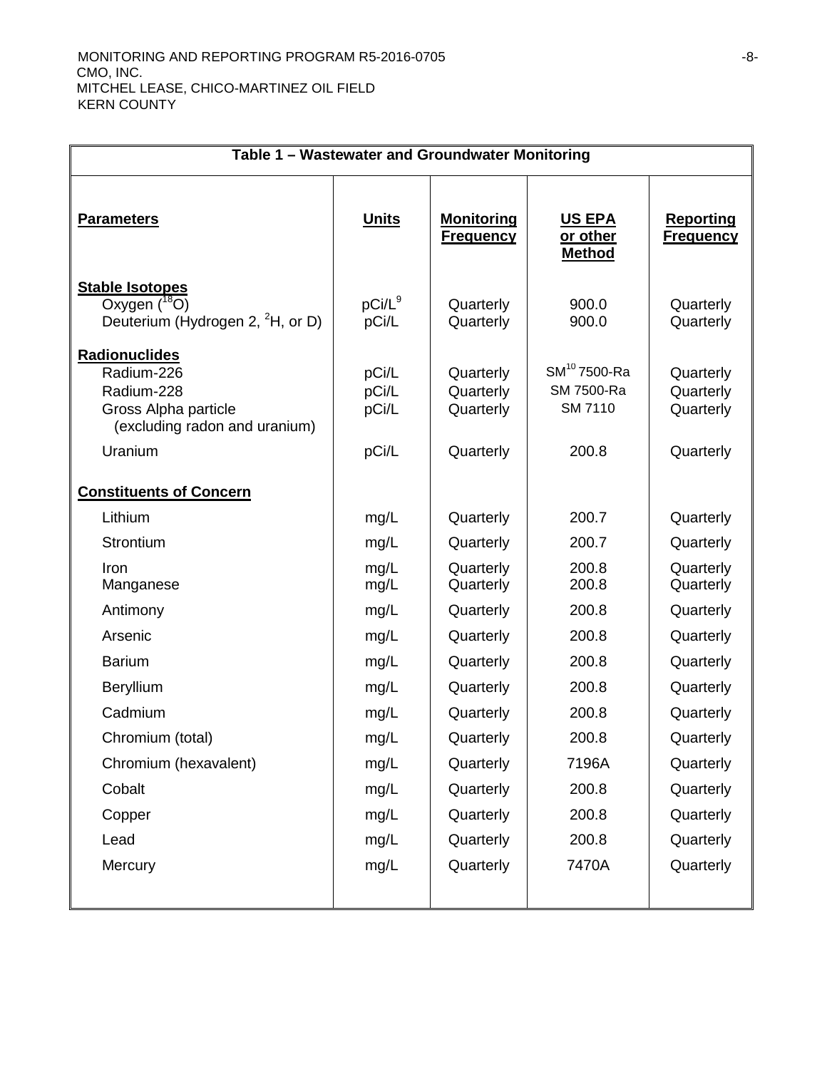| Table 1 – Wastewater and Groundwater Monitoring | | | | |
|---|---|---|---|---|
| **Parameters** | **Units** | **Monitoring Frequency** | **US EPA or other Method** | **Reporting Frequency** |
| **Stable Isotopes** | | | | |
| Oxygen ($^{18}O$) | pCi/L[9] | Quarterly | 900.0 | Quarterly |
| Deuterium (Hydrogen 2, $^{2}H$, or D) | pCi/L | Quarterly | 900.0 | Quarterly |
| **Radionuclides** | | | | |
| Radium-226 | pCi/L | Quarterly | SM[10] 7500-Ra | Quarterly |
| Radium-228 | pCi/L | Quarterly | SM 7500-Ra | Quarterly |
| Gross Alpha particle (excluding radon and uranium) | pCi/L | Quarterly | SM 7110 | Quarterly |
| Uranium | pCi/L | Quarterly | 200.8 | Quarterly |
| **Constituents of Concern** | | | | |
| Lithium | mg/L | Quarterly | 200.7 | Quarterly |
| Strontium | mg/L | Quarterly | 200.7 | Quarterly |
| Iron | mg/L | Quarterly | 200.8 | Quarterly |
| Manganese | mg/L | Quarterly | 200.8 | Quarterly |
| Antimony | mg/L | Quarterly | 200.8 | Quarterly |
| Arsenic | mg/L | Quarterly | 200.8 | Quarterly |
| Barium | mg/L | Quarterly | 200.8 | Quarterly |
| Beryllium | mg/L | Quarterly | 200.8 | Quarterly |
| Cadmium | mg/L | Quarterly | 200.8 | Quarterly |
| Chromium (total) | mg/L | Quarterly | 200.8 | Quarterly |
| Chromium (hexavalent) | mg/L | Quarterly | 7196A | Quarterly |
| Cobalt | mg/L | Quarterly | 200.8 | Quarterly |
| Copper | mg/L | Quarterly | 200.8 | Quarterly |
| Lead | mg/L | Quarterly | 200.8 | Quarterly |
| Mercury | mg/L | Quarterly | 7470A | Quarterly |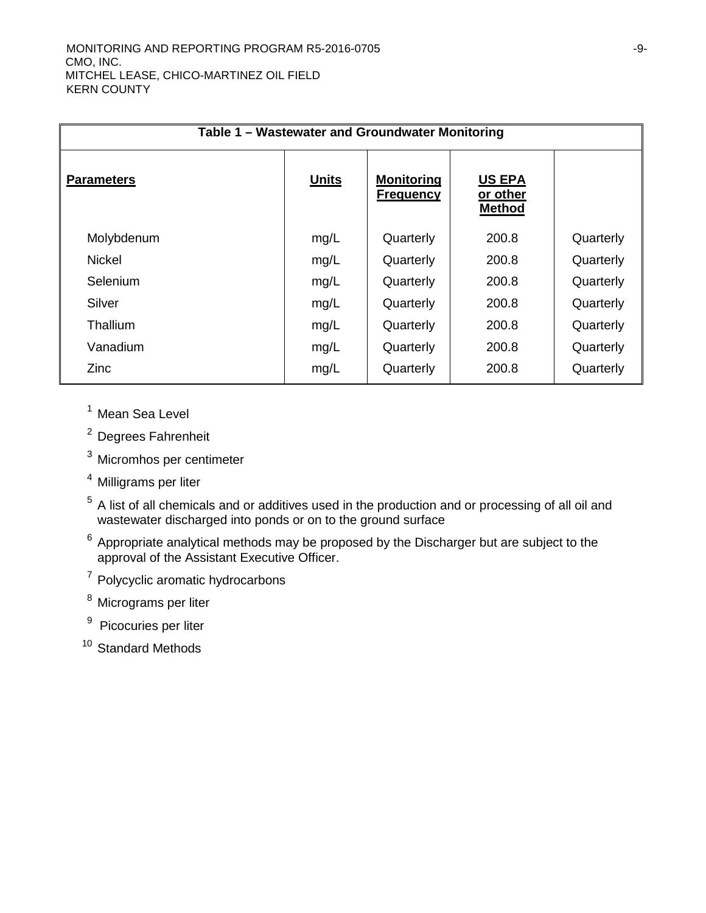**Table 1 – Wastewater and Groundwater Monitoring**

| Parameters | Units | Monitoring Frequency | US EPA or other Method | |
|---|---|---|---|---|
| Molybdenum | mg/L | Quarterly | 200.8 | Quarterly |
| Nickel | mg/L | Quarterly | 200.8 | Quarterly |
| Selenium | mg/L | Quarterly | 200.8 | Quarterly |
| Silver | mg/L | Quarterly | 200.8 | Quarterly |
| Thallium | mg/L | Quarterly | 200.8 | Quarterly |
| Vanadium | mg/L | Quarterly | 200.8 | Quarterly |
| Zinc | mg/L | Quarterly | 200.8 | Quarterly |

[1] Mean Sea Level

[2] Degrees Fahrenheit

[3] Micromhos per centimeter

[4] Milligrams per liter

[5] A list of all chemicals and or additives used in the production and or processing of all oil and wastewater discharged into ponds or on to the ground surface

[6] Appropriate analytical methods may be proposed by the Discharger but are subject to the approval of the Assistant Executive Officer.

[7] Polycyclic aromatic hydrocarbons

[8] Micrograms per liter

[9] Picocuries per liter

[10] Standard Methods